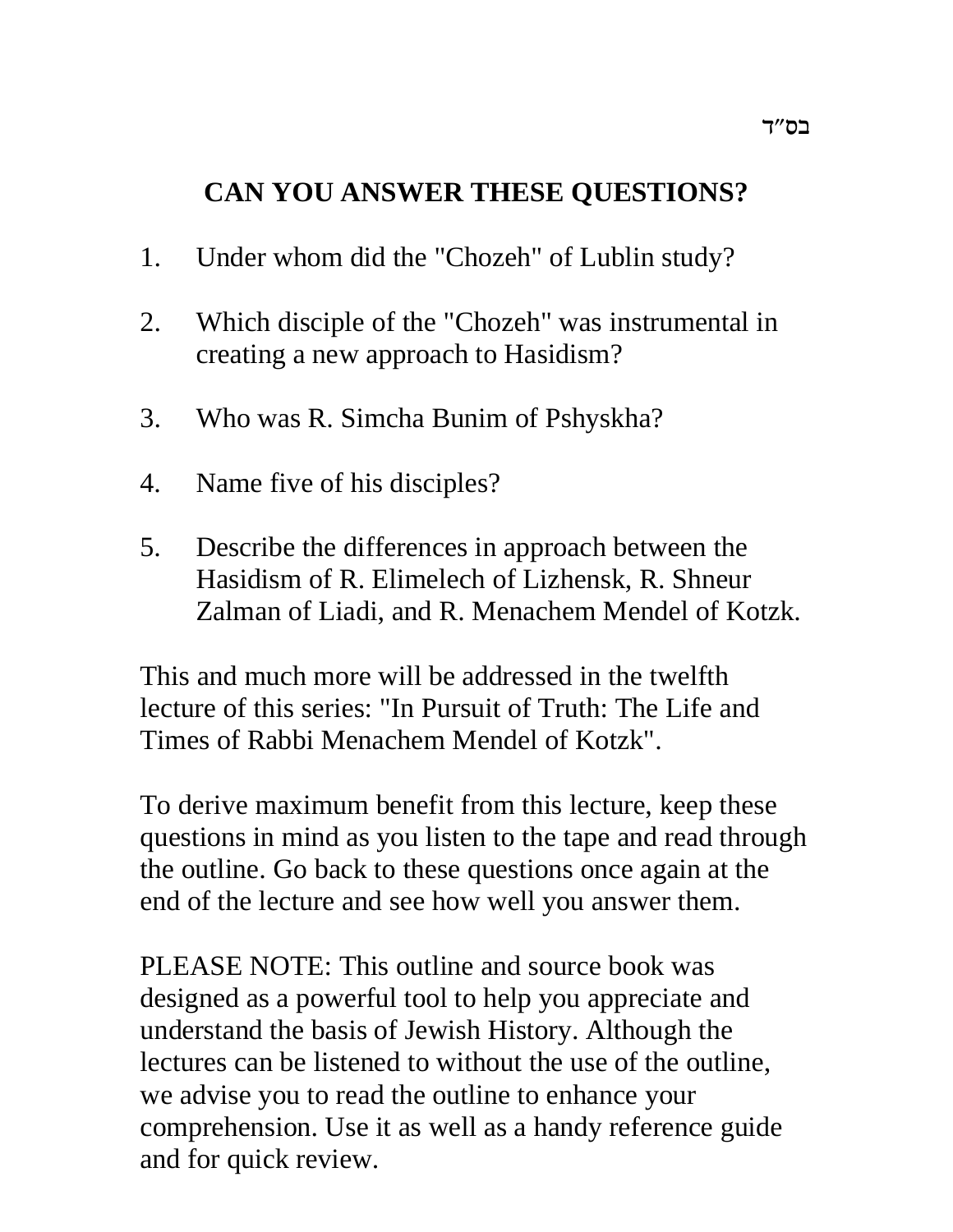בס"ד

## CAN YOU ANSWER THESE QUESTIONS?

1. Under whom did the "Chozeh" of Lublin study?
2. Which disciple of the "Chozeh" was instrumental in creating a new approach to Hasidism?
3. Who was R. Simcha Bunim of Pshyskha?
4. Name five of his disciples?
5. Describe the differences in approach between the Hasidism of R. Elimelech of Lizhensk, R. Shneur Zalman of Liadi, and R. Menachem Mendel of Kotzk.

This and much more will be addressed in the twelfth lecture of this series: "In Pursuit of Truth: The Life and Times of Rabbi Menachem Mendel of Kotzk".

To derive maximum benefit from this lecture, keep these questions in mind as you listen to the tape and read through the outline. Go back to these questions once again at the end of the lecture and see how well you answer them.

PLEASE NOTE: This outline and source book was designed as a powerful tool to help you appreciate and understand the basis of Jewish History. Although the lectures can be listened to without the use of the outline, we advise you to read the outline to enhance your comprehension. Use it as well as a handy reference guide and for quick review.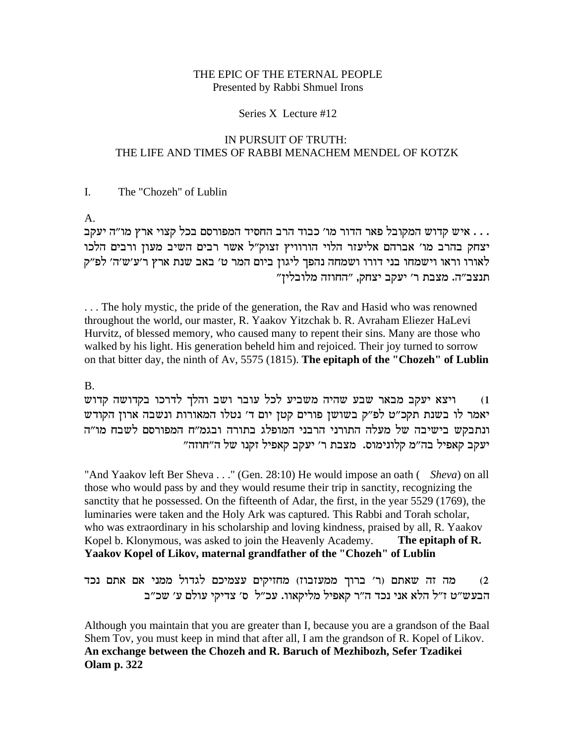THE EPIC OF THE ETERNAL PEOPLE
Presented by Rabbi Shmuel Irons

Series X Lecture #12

IN PURSUIT OF TRUTH:
THE LIFE AND TIMES OF RABBI MENACHEM MENDEL OF KOTZK

I. The "Chozeh" of Lublin

A.

. . . איש קדוש המקובל פאר הדור מו' כבוד הרב החסיד המפורסם בכל קצוי ארץ מו"ה יעקב יצחק בהרב מו' אברהם אליעזר הלוי הורוויץ זצוק"ל אשר רבים השיב מעון ורבים הלכו לאורו וראו וישמחו בני דורו ושמחה נהפך ליגון ביום המר ט' באב שנת ארץ ר'ע'ש'ה' לפ"ק תנצב"ה. מצבת ר' יעקב יצחק, "החוזה מלובלין"

. . . The holy mystic, the pride of the generation, the Rav and Hasid who was renowned throughout the world, our master, R. Yaakov Yitzchak b. R. Avraham Eliezer HaLevi Hurvitz, of blessed memory, who caused many to repent their sins. Many are those who walked by his light. His generation beheld him and rejoiced. Their joy turned to sorrow on that bitter day, the ninth of Av, 5575 (1815). **The epitaph of the "Chozeh" of Lublin**

B.

1) ויצא יעקב מבאר שבע שהיה משביע לכל עובר ושב והלך לדרכו בקדושה קדוש יאמר לו בשנת תקכ"ט לפ"ק בשושן פורים קטן יום ד' נטלו המאורות ונשבה ארון הקודש ונתבקש בישיבה של מעלה התורני הרבני המופלג בתורה ובגמ"ח המפורסם לשבח מו"ה יעקב קאפיל בה"מ קלונימוס. מצבת ר' יעקב קאפיל זקנו של ה"חוזה"

"And Yaakov left Ber Sheva . . ." (Gen. 28:10) He would impose an oath ( *Sheva*) on all those who would pass by and they would resume their trip in sanctity, recognizing the sanctity that he possessed. On the fifteenth of Adar, the first, in the year 5529 (1769), the luminaries were taken and the Holy Ark was captured. This Rabbi and Torah scholar, who was extraordinary in his scholarship and loving kindness, praised by all, R. Yaakov Kopel b. Klonymous, was asked to join the Heavenly Academy. **The epitaph of R. Yaakov Kopel of Likov, maternal grandfather of the "Chozeh" of Lublin**

2) מה זה שאתם (ר' ברוך ממעזבוז) מחזיקים עצמיכם לגדול ממני אם אתם נכד הבעש"ט ז"ל הלא אני נכד ה"ר קאפיל מליקאוו. עכ"ל ס' צדיקי עולם ע' שכ"ב

Although you maintain that you are greater than I, because you are a grandson of the Baal Shem Tov, you must keep in mind that after all, I am the grandson of R. Kopel of Likov. **An exchange between the Chozeh and R. Baruch of Mezhibozh, Sefer Tzadikei Olam p. 322**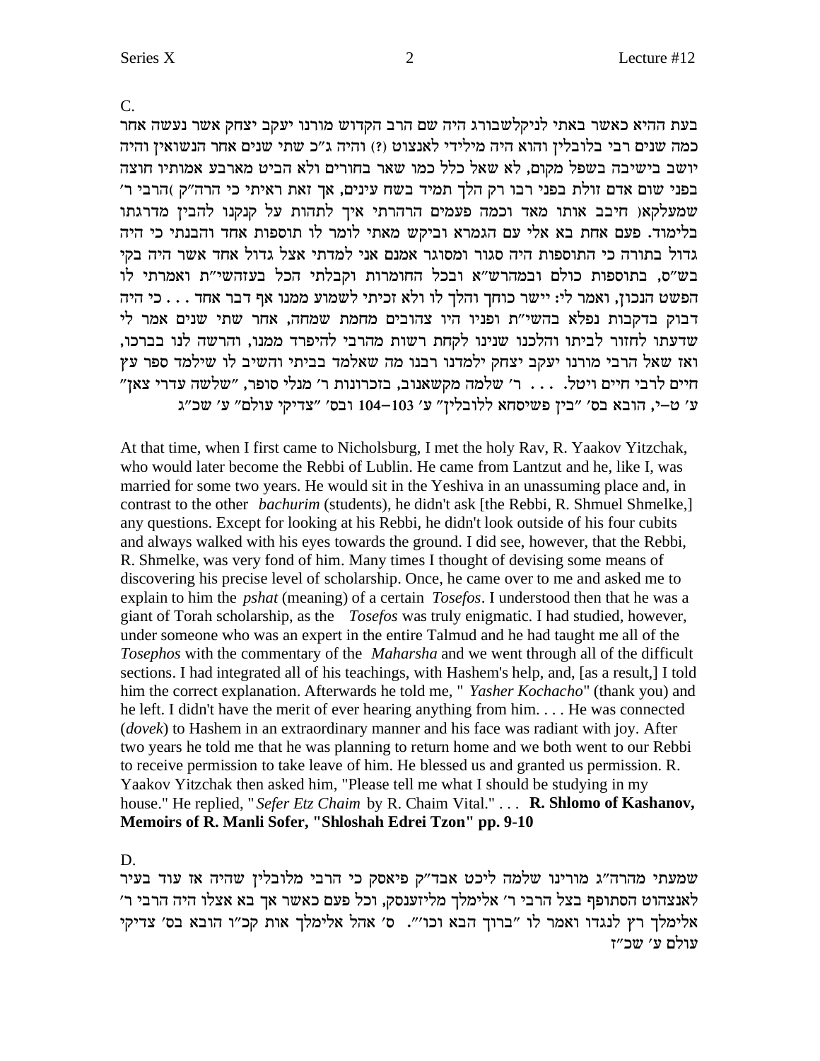C.

בעת ההיא כאשר באתי לניקלשבורג היה שם הרב הקדוש מורנו יעקב יצחק אשר נעשה אחר כמה שנים רבי בלובלין והוא היה מילידי לאנצוט (?) והיה ג"כ שתי שנים אחר הנשואין והיה יושב בישיבה בשפל מקום, לא שאל כלל כמו שאר בחורים ולא הביט מארבע אמותיו חוצה בפני שום אדם זולת בפני רבו רק הלך תמיד בשח עינים, אך זאת ראיתי כי הרה"ק (הרבי ר' שמעלקא) חיבב אותו מאד וכמה פעמים הרהרתי איך לתהות על קנקנו להבין מדרגתו בלימוד. פעם אחת בא אלי עם הגמרא וביקש מאתי לומר לו תוספות אחד והבנתי כי היה גדול בתורה כי התוספות היה סגור ומסוגר אמנם אני למדתי אצל גדול אחד אשר היה בקי בש"ס, בתוספות כולם ובמהרש"א ובכל החומרות וקבלתי הכל בעזהשי"ת ואמרתי לו הפשט הנכון, ואמר לי: יישר כוחך והלך לו ולא זכיתי לשמוע ממנו אף דבר אחד . . . כי היה דבוק בדקבות נפלא בהשי"ת ופניו היו צהובים מחמת שמחה, אחר שתי שנים אמר לי שדעתו לחזור לביתו והלכנו שנינו לקחת רשות מהרבי להיפרד ממנו, והרשה לנו בברכו, ואז שאל הרבי מורנו יעקב יצחק ילמדנו רבנו מה שאלמד בביתי והשיב לו שילמד ספר עץ חיים לרבי חיים ויטל. . . . ר' שלמה מקשאנוב, בזכרונות ר' מנלי סופר, "שלשה עדרי צאן" ע' ט-י, הובא בס' "בין פשיסחא ללובלין" ע' 103-104 ובס' "צדיקי עולם" ע' שכ"ג

At that time, when I first came to Nicholsburg, I met the holy Rav, R. Yaakov Yitzchak, who would later become the Rebbi of Lublin. He came from Lantzut and he, like I, was married for some two years. He would sit in the Yeshiva in an unassuming place and, in contrast to the other *bachurim* (students), he didn't ask [the Rebbi, R. Shmuel Shmelke,] any questions. Except for looking at his Rebbi, he didn't look outside of his four cubits and always walked with his eyes towards the ground. I did see, however, that the Rebbi, R. Shmelke, was very fond of him. Many times I thought of devising some means of discovering his precise level of scholarship. Once, he came over to me and asked me to explain to him the *pshat* (meaning) of a certain *Tosefos*. I understood then that he was a giant of Torah scholarship, as the *Tosefos* was truly enigmatic. I had studied, however, under someone who was an expert in the entire Talmud and he had taught me all of the *Tosephos* with the commentary of the *Maharsha* and we went through all of the difficult sections. I had integrated all of his teachings, with Hashem's help, and, [as a result,] I told him the correct explanation. Afterwards he told me, " *Yasher Kochacho*" (thank you) and he left. I didn't have the merit of ever hearing anything from him. . . . He was connected (*dovek*) to Hashem in an extraordinary manner and his face was radiant with joy. After two years he told me that he was planning to return home and we both went to our Rebbi to receive permission to take leave of him. He blessed us and granted us permission. R. Yaakov Yitzchak then asked him, "Please tell me what I should be studying in my house." He replied, "*Sefer Etz Chaim* by R. Chaim Vital." . . . **R. Shlomo of Kashanov, Memoirs of R. Manli Sofer, "Shloshah Edrei Tzon" pp. 9-10**

D.

שמעתי מהרה"ג מורינו שלמה ליכט אבד"ק פיאסק כי הרבי מלובלין שהיה אז עוד בעיר לאנצהוט הסתופף בצל הרבי ר' אלימלך מליזענסק, וכל פעם כאשר אך בא אצלו היה הרבי ר' אלימלך רץ לנגדו ואמר לו "ברוך הבא וכו'". ס' אהל אלימלך אות קכ"ו הובא בס' צדיקי עולם ע' שכ"ז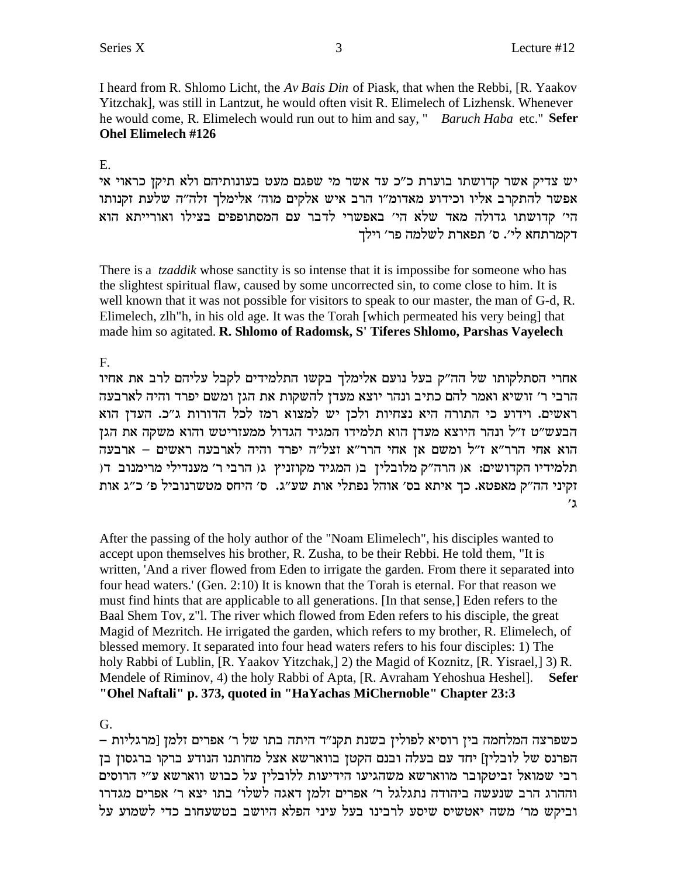I heard from R. Shlomo Licht, the *Av Bais Din* of Piask, that when the Rebbi, [R. Yaakov Yitzchak], was still in Lantzut, he would often visit R. Elimelech of Lizhensk. Whenever he would come, R. Elimelech would run out to him and say, " *Baruch Haba* etc." **Sefer Ohel Elimelech #126**

E.

יש צדיק אשר קדושתו בוערת כ"כ עד אשר מי שפגם מעט בעונותיהם ולא תיקן כראוי אי אפשר להתקרב אליו וכידוע מאדומ"ו הרב איש אלקים מוה' אלימלך זלה"ה שלעת זקנותו הי' קדושתו גדולה מאד שלא הי' באפשרי לדבר עם המסתופפים בצילו ואורייתא הוא דקמרתחא לי'. ס' תפארת לשלמה פר' וילך

There is a *tzaddik* whose sanctity is so intense that it is impossibe for someone who has the slightest spiritual flaw, caused by some uncorrected sin, to come close to him. It is well known that it was not possible for visitors to speak to our master, the man of G-d, R. Elimelech, zlh"h, in his old age. It was the Torah [which permeated his very being] that made him so agitated. **R. Shlomo of Radomsk, S' Tiferes Shlomo, Parshas Vayelech**

F.

אחרי הסתלקותו של הה"ק בעל נועם אלימלך בקשו התלמידים לקבל עליהם לרב את אחיו הרבי ר' זושיא ואמר להם כתיב ונהר יוצא מעדן להשקות את הגן ומשם יפרד והיה לארבעה ראשים. וידוע כי התורה היא נצחיות ולכן יש למצוא רמז לכל הדורות ג"כ. העדן הוא הבעש"ט ז"ל ונהר היוצא מעדן הוא תלמידו המגיד הגדול ממעזריטש והוא משקה את הגן הוא אחי הרר"א ז"ל ומשם אן אחי הרר"א זצל"ה יפרד והיה לארבעה ראשים – ארבעה תלמידיו הקדושים: א) הרה"ק מלובלין ב) המגיד מקוזניץ ג) הרבי ר' מענדילי מרימנוב ד) זקיני הה"ק מאפטא. כך איתא בס' אוהל נפתלי אות שע"ג. ס' היחס מטשרנוביל פ' כ"ג אות ג'

After the passing of the holy author of the "Noam Elimelech", his disciples wanted to accept upon themselves his brother, R. Zusha, to be their Rebbi. He told them, "It is written, 'And a river flowed from Eden to irrigate the garden. From there it separated into four head waters.' (Gen. 2:10) It is known that the Torah is eternal. For that reason we must find hints that are applicable to all generations. [In that sense,] Eden refers to the Baal Shem Tov, z"l. The river which flowed from Eden refers to his disciple, the great Magid of Mezritch. He irrigated the garden, which refers to my brother, R. Elimelech, of blessed memory. It separated into four head waters refers to his four disciples: 1) The holy Rabbi of Lublin, [R. Yaakov Yitzchak,] 2) the Magid of Koznitz, [R. Yisrael,] 3) R. Mendele of Riminov, 4) the holy Rabbi of Apta, [R. Avraham Yehoshua Heshel]. **Sefer "Ohel Naftali" p. 373, quoted in "HaYachas MiChernoble" Chapter 23:3**

G.

כשפרצה המלחמה בין רוסיא לפולין בשנת תקנ"ד היתה בתו של ר' אפרים זלמן [מרגליות – הפרנס של לובלין] יחד עם בעלה ובנם הקטן בווארשא אצל מחותנו הנודע ברקו ברגסון בן רבי שמואל זביטקובר מווארשא משהגיעו הידיעות ללובלין על כבוש ווארשא ע"י הרוסים וההרג הרב שנעשה ביהודה נתגלגל ר' אפרים זלמן דאגה לשלו' בתו יצא ר' אפרים מגדרו וביקש מר' משה יאטשיס שיסע לרבינו בעל עיני הפלא היושב בטשעחוב כדי לשמוע על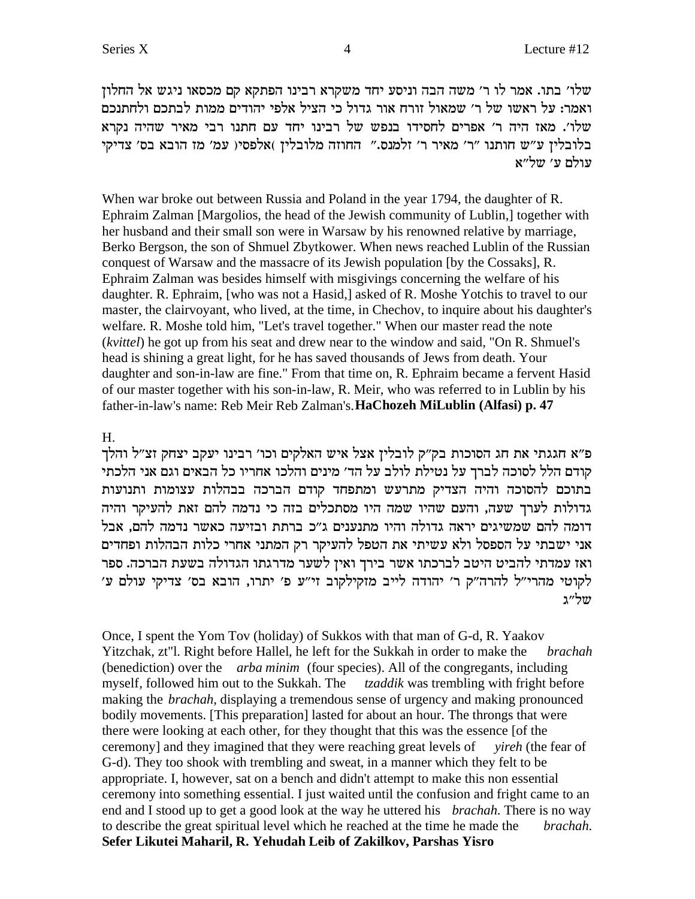שלו' בתו. אמר לו ר' משה הבה וניסע יחד משקרא רבינו הפתקא קם מכסאו ניגש אל החלון ואמר: על ראשו של ר' שמאול זורח אור גדול כי הציל אלפי יהודים ממות לבתכם ולחתנכם שלו'. מאז היה ר' אפרים לחסידו בנפש של רבינו יחד עם חתנו רבי מאיר שהיה נקרא בלובלין ע"ש חותנו "ר' מאיר ר' זלמנס." החוזה מלובלין )אלפסי( עמ' מז הובא בס' צדיקי עולם ע' של"א

When war broke out between Russia and Poland in the year 1794, the daughter of R. Ephraim Zalman [Margolios, the head of the Jewish community of Lublin,] together with her husband and their small son were in Warsaw by his renowned relative by marriage, Berko Bergson, the son of Shmuel Zbytkower. When news reached Lublin of the Russian conquest of Warsaw and the massacre of its Jewish population [by the Cossaks], R. Ephraim Zalman was besides himself with misgivings concerning the welfare of his daughter. R. Ephraim, [who was not a Hasid,] asked of R. Moshe Yotchis to travel to our master, the clairvoyant, who lived, at the time, in Chechov, to inquire about his daughter's welfare. R. Moshe told him, "Let's travel together." When our master read the note (*kvittel*) he got up from his seat and drew near to the window and said, "On R. Shmuel's head is shining a great light, for he has saved thousands of Jews from death. Your daughter and son-in-law are fine." From that time on, R. Ephraim became a fervent Hasid of our master together with his son-in-law, R. Meir, who was referred to in Lublin by his father-in-law's name: Reb Meir Reb Zalman's. **HaChozeh MiLublin (Alfasi) p. 47**

H.

פ"א חגגתי את חג הסוכות בק"ק לובלין אצל איש האלקים וכו' רבינו יעקב יצחק זצ"ל והלך קודם הלל לסוכה לברך על נטילת לולב על הד' מינים והלכו אחריו כל הבאים וגם אני הלכתי בתוכם להסוכה והיה הצדיק מתרעש ומתפחד קודם הברכה בבהלות עצומות ותנועות גדולות לערך שעה, והעם שהיו שמה היו מסתכלים בזה כי נדמה להם זאת להעיקר והיה דומה להם שמשיגים יראה גדולה והיו מתנענים ג"כ ברתת ובזיעה כאשר נדמה להם, אבל אני ישבתי על הספסל ולא עשיתי את הטפל להעיקר רק המתני אחרי כלות הבהלות ופחדים ואז עמדתי להביט היטב לברכתו אשר בירך ואין לשער מדרגתו הגדולה בשעת הברכה. ספר לקוטי מהרי"ל להרה"ק ר' יהודה לייב מזקילקוב זי"ע פ' יתרו, הובא בס' צדיקי עולם ע' של"ג

Once, I spent the Yom Tov (holiday) of Sukkos with that man of G-d, R. Yaakov Yitzchak, zt"l. Right before Hallel, he left for the Sukkah in order to make the *brachah* (benediction) over the *arba minim* (four species). All of the congregants, including myself, followed him out to the Sukkah. The *tzaddik* was trembling with fright before making the *brachah*, displaying a tremendous sense of urgency and making pronounced bodily movements. [This preparation] lasted for about an hour. The throngs that were there were looking at each other, for they thought that this was the essence [of the ceremony] and they imagined that they were reaching great levels of *yireh* (the fear of G-d). They too shook with trembling and sweat, in a manner which they felt to be appropriate. I, however, sat on a bench and didn't attempt to make this non essential ceremony into something essential. I just waited until the confusion and fright came to an end and I stood up to get a good look at the way he uttered his *brachah*. There is no way to describe the great spiritual level which he reached at the time he made the *brachah*. **Sefer Likutei Maharil, R. Yehudah Leib of Zakilkov, Parshas Yisro**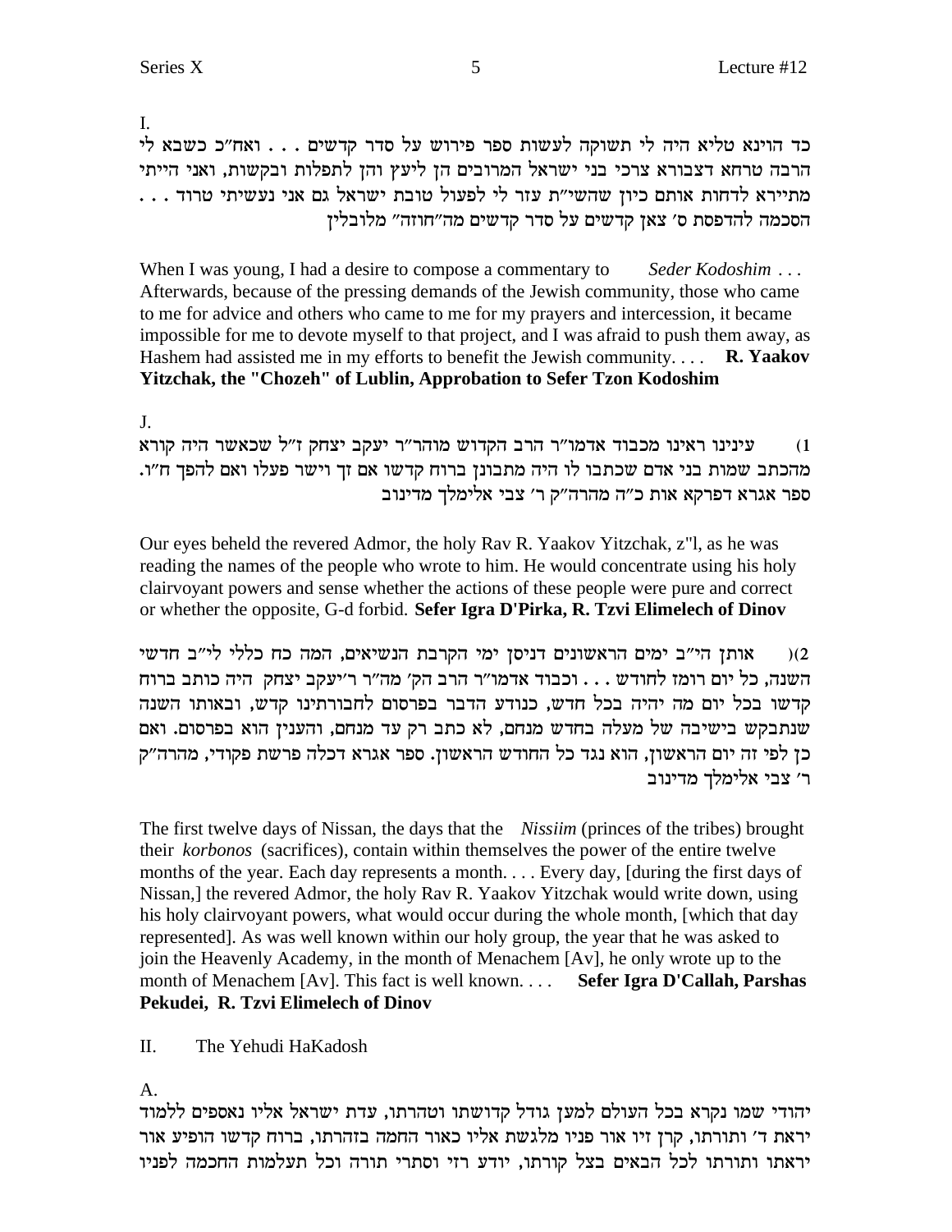I.

כד הוינא טליא היה לי תשוקה לעשות ספר פירוש על סדר קדשים . . . ואח"כ כשבא לי הרבה טרחא דצבורא צרכי בני ישראל המרובים הן ליעץ והן לתפלות ובקשות, ואני הייתי מתיירא לדחות אותם כיון שהשי"ת עזר לי לפעול טובת ישראל גם אני נעשיתי טרוד . . .
הסכמה להדפסת ס' צאן קדשים על סדר קדשים מה"חוזה" מלובלין

When I was young, I had a desire to compose a commentary to *Seder Kodoshim* . . . Afterwards, because of the pressing demands of the Jewish community, those who came to me for advice and others who came to me for my prayers and intercession, it became impossible for me to devote myself to that project, and I was afraid to push them away, as Hashem had assisted me in my efforts to benefit the Jewish community. . . . **R. Yaakov Yitzchak, the "Chozeh" of Lublin, Approbation to Sefer Tzon Kodoshim**

J.

1) עינינו ראינו מכבוד אדמו"ר הרב הקדוש מוהר"ר יעקב יצחק ז"ל שכאשר היה קורא מהכתב שמות בני אדם שכתבו לו היה מתבונן ברוח קדשו אם זך וישר פעלו ואם להפך ח"ו.
ספר אגרא דפרקא אות כ"ה מהרה"ק ר' צבי אלימלך מדינוב

Our eyes beheld the revered Admor, the holy Rav R. Yaakov Yitzchak, z"l, as he was reading the names of the people who wrote to him. He would concentrate using his holy clairvoyant powers and sense whether the actions of these people were pure and correct or whether the opposite, G-d forbid. **Sefer Igra D'Pirka, R. Tzvi Elimelech of Dinov**

2) אותן הי"ב ימים הראשונים דניסן ימי הקרבת הנשיאים, המה כח כללי לי"ב חדשי השנה, כל יום רומז לחודש . . . וכבוד אדמו"ר הרב הק' מה"ר ר'יעקב יצחק היה כותב ברוח קדשו בכל יום מה יהיה בכל חדש, כנודע הדבר בפרסום לחבורתינו קדש, ובאותו השנה שנתבקש בישיבה של מעלה בחדש מנחם, לא כתב רק עד מנחם, והענין הוא בפרסום. ואם כן לפי זה יום הראשון, הוא נגד כל החודש הראשון. ספר אגרא דכלה פרשת פקודי, מהרה"ק ר' צבי אלימלך מדינוב

The first twelve days of Nissan, the days that the *Nissiim* (princes of the tribes) brought their *korbonos* (sacrifices), contain within themselves the power of the entire twelve months of the year. Each day represents a month. . . . Every day, [during the first days of Nissan,] the revered Admor, the holy Rav R. Yaakov Yitzchak would write down, using his holy clairvoyant powers, what would occur during the whole month, [which that day represented]. As was well known within our holy group, the year that he was asked to join the Heavenly Academy, in the month of Menachem [Av], he only wrote up to the month of Menachem [Av]. This fact is well known. . . . **Sefer Igra D'Callah, Parshas Pekudei, R. Tzvi Elimelech of Dinov**

## II. The Yehudi HaKadosh

A.

יהודי שמו נקרא בכל העולם למען גודל קדושתו וטהרתו, עדת ישראל אליו נאספים ללמוד יראת ד' ותורתו, קרן זיו אור פניו מלגשת אליו כאור החמה בזהרתו, ברוח קדשו הופיע אור יראתו ותורתו לכל הבאים בצל קורתו, יודע רזי וסתרי תורה וכל תעלמות החכמה לפניו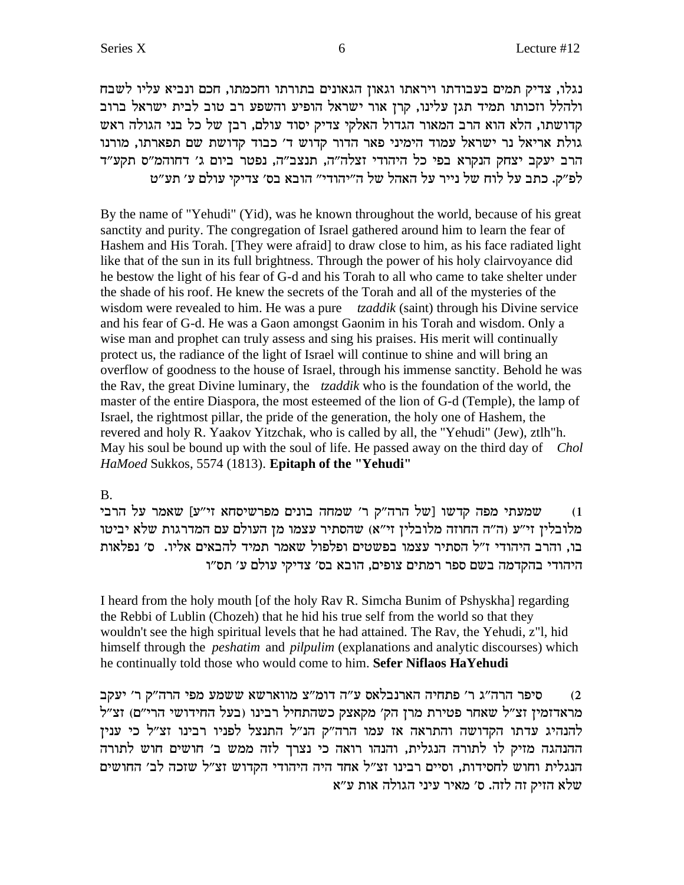נגלו, צדיק תמים בעבודתו ויראתו וגאון הגאונים בתורתו וחכמתו, חכם ונביא עליו לשבח ולהלל וזכותו תמיד תגן עלינו, קרן אור ישראל הופיע והשפע רב טוב לבית ישראל ברוב קדושתו, הלא הוא הרב המאור הגדול האלקי צדיק יסוד עולם, רבן של כל בני הגולה ראש גולת אריאל נר ישראל עמוד הימיני פאר הדור קדוש ד׳ כבוד קדושת שם תפארתו, מורנו הרב יעקב יצחק הנקרא בפי כל היהודי זצלה"ה, תנצב"ה, נפטר ביום ג׳ דחוהמ"ס תקע"ד לפ"ק. כתב על לוח של נייר על האהל של ה"יהודי" הובא בס׳ צדיקי עולם ע׳ תע"ט

By the name of "Yehudi" (Yid), was he known throughout the world, because of his great sanctity and purity. The congregation of Israel gathered around him to learn the fear of Hashem and His Torah. [They were afraid] to draw close to him, as his face radiated light like that of the sun in its full brightness. Through the power of his holy clairvoyance did he bestow the light of his fear of G-d and his Torah to all who came to take shelter under the shade of his roof. He knew the secrets of the Torah and all of the mysteries of the wisdom were revealed to him. He was a pure *tzaddik* (saint) through his Divine service and his fear of G-d. He was a Gaon amongst Gaonim in his Torah and wisdom. Only a wise man and prophet can truly assess and sing his praises. His merit will continually protect us, the radiance of the light of Israel will continue to shine and will bring an overflow of goodness to the house of Israel, through his immense sanctity. Behold he was the Rav, the great Divine luminary, the *tzaddik* who is the foundation of the world, the master of the entire Diaspora, the most esteemed of the lion of G-d (Temple), the lamp of Israel, the rightmost pillar, the pride of the generation, the holy one of Hashem, the revered and holy R. Yaakov Yitzchak, who is called by all, the "Yehudi" (Jew), ztlh"h. May his soul be bound up with the soul of life. He passed away on the third day of *Chol HaMoed* Sukkos, 5574 (1813). **Epitaph of the "Yehudi"**

B.

1) שמעתי מפה קדשו [של הרה"ק ר׳ שמחה בונים מפרשיסחא זי"ע] שאמר על הרבי מלובלין זי"ע (ה"ה החוזה מלובלין זי"א) שהסתיר עצמו מן העולם עם המדרגות שלא יביטו בו, והרב היהודי ז"ל הסתיר עצמו בפשטים ופלפול שאמר תמיד להבאים אליו. ס׳ נפלאות היהודי בהקדמה בשם ספר רמתים צופים, הובא בס׳ צדיקי עולם ע׳ תס"ו

I heard from the holy mouth [of the holy Rav R. Simcha Bunim of Pshyskha] regarding the Rebbi of Lublin (Chozeh) that he hid his true self from the world so that they wouldn't see the high spiritual levels that he had attained. The Rav, the Yehudi, z"l, hid himself through the *peshatim* and *pilpulim* (explanations and analytic discourses) which he continually told those who would come to him. **Sefer Niflaos HaYehudi**

2) סיפר הרה"ג ר׳ פתחיה הארנבלאס ע"ה דומ"צ מווארשא ששמע מפי הרה"ק ר׳ יעקב מראדזמין זצ"ל שאחר פטירת מרן הק׳ מקאצק כשהתחיל רבינו (בעל החידושי הרי"ם) זצ"ל להנהיג עדתו הקדושה והתראה אז עמו הרה"ק הנ"ל התנצל לפניו רבינו זצ"ל כי ענין ההנהגה מזיק לו לתורה הנגלית, והנהו רואה כי נצרך לזה ממש ב׳ חושים חוש לתורה הנגלית וחוש לחסידות, וסיים רבינו זצ"ל אחד היה היהודי הקדוש זצ"ל שזכה לב׳ החושים שלא הזיק זה לזה. ס׳ מאיר עיני הגולה אות ע"א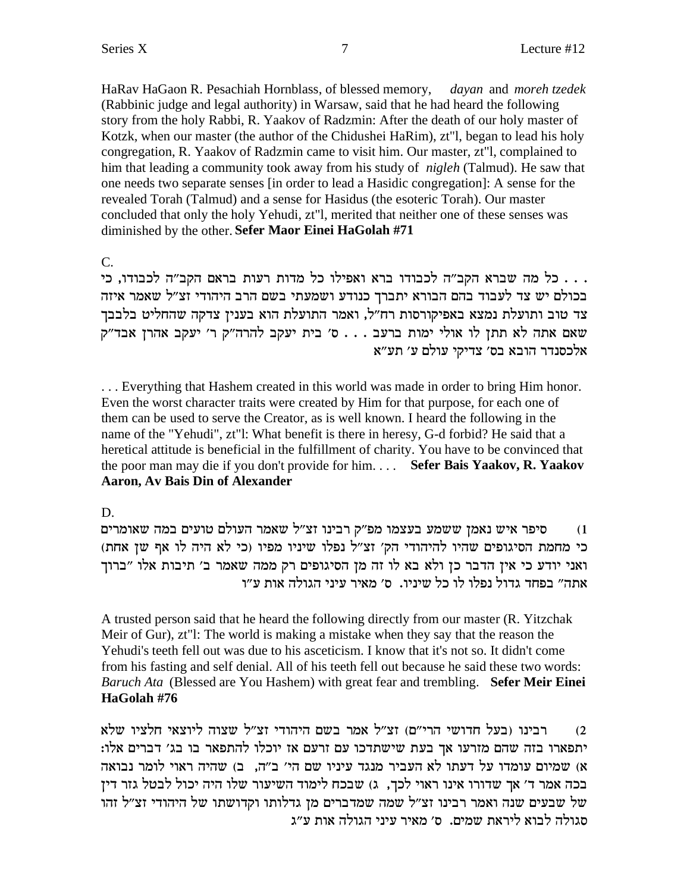HaRav HaGaon R. Pesachiah Hornblass, of blessed memory, *dayan* and *moreh tzedek* (Rabbinic judge and legal authority) in Warsaw, said that he had heard the following story from the holy Rabbi, R. Yaakov of Radzmin: After the death of our holy master of Kotzk, when our master (the author of the Chidushei HaRim), zt"l, began to lead his holy congregation, R. Yaakov of Radzmin came to visit him. Our master, zt"l, complained to him that leading a community took away from his study of *nigleh* (Talmud). He saw that one needs two separate senses [in order to lead a Hasidic congregation]: A sense for the revealed Torah (Talmud) and a sense for Hasidus (the esoteric Torah). Our master concluded that only the holy Yehudi, zt"l, merited that neither one of these senses was diminished by the other. **Sefer Maor Einei HaGolah #71**

C.

. . . כל מה שברא הקב"ה לכבודו ברא ואפילו כל מדות רעות בראם הקב"ה לכבודו, כי בכולם יש צד לעבוד בהם הבורא יתברך כנודע ושמעתי בשם הרב היהודי זצ"ל שאמר איזה צד טוב ותועלת נמצא באפיקורסות רח"ל, ואמר התועלת הוא בענין צדקה שהחליט בלבבך שאם אתה לא תתן לו אולי ימות ברעב . . . ס' בית יעקב להרה"ק ר' יעקב אהרן אבד"ק אלכסנדר הובא בס' צדיקי עולם ע' תע"א

. . . Everything that Hashem created in this world was made in order to bring Him honor. Even the worst character traits were created by Him for that purpose, for each one of them can be used to serve the Creator, as is well known. I heard the following in the name of the "Yehudi", zt"l: What benefit is there in heresy, G-d forbid? He said that a heretical attitude is beneficial in the fulfillment of charity. You have to be convinced that the poor man may die if you don't provide for him. . . . **Sefer Bais Yaakov, R. Yaakov Aaron, Av Bais Din of Alexander**

D.

1) סיפר איש נאמן ששמע בעצמו מפ"ק רבינו זצ"ל שאמר העולם טועים במה שאומרים כי מחמת הסיגופים שהיו להיהודי הק' זצ"ל נפלו שיניו מפיו (כי לא היה לו אף שן אחת) ואני יודע כי אין הדבר כן ולא בא לו זה מן הסיגופים רק ממה שאמר ב' תיבות אלו "ברוך אתה" בפחד גדול נפלו לו כל שיניו. ס' מאיר עיני הגולה אות ע"ו

A trusted person said that he heard the following directly from our master (R. Yitzchak Meir of Gur), zt"l: The world is making a mistake when they say that the reason the Yehudi's teeth fell out was due to his asceticism. I know that it's not so. It didn't come from his fasting and self denial. All of his teeth fell out because he said these two words: *Baruch Ata* (Blessed are You Hashem) with great fear and trembling. **Sefer Meir Einei HaGolah #76**

2) רבינו (בעל חדושי הרי"ם) זצ"ל אמר בשם היהודי זצ"ל שצוה ליוצאי חלציו שלא יתפארו בזה שהם מזרעו אך בעת שישתדכו עם זרעם אז יוכלו להתפאר בו בג' דברים אלו: א) שמיום עומדו על דעתו לא העביר מנגד עיניו שם הי' ב"ה, ב) שהיה ראוי לומר נבואה בכה אמר ד' אך שדורו אינו ראוי לכך, ג) שבכח לימוד השיעור שלו היה יכול לבטל גזר דין של שבעים שנה ואמר רבינו זצ"ל שמה שמדברים מן גדלותו וקדושתו של היהודי זצ"ל זהו סגולה לבוא ליראת שמים. ס' מאיר עיני הגולה אות ע"ג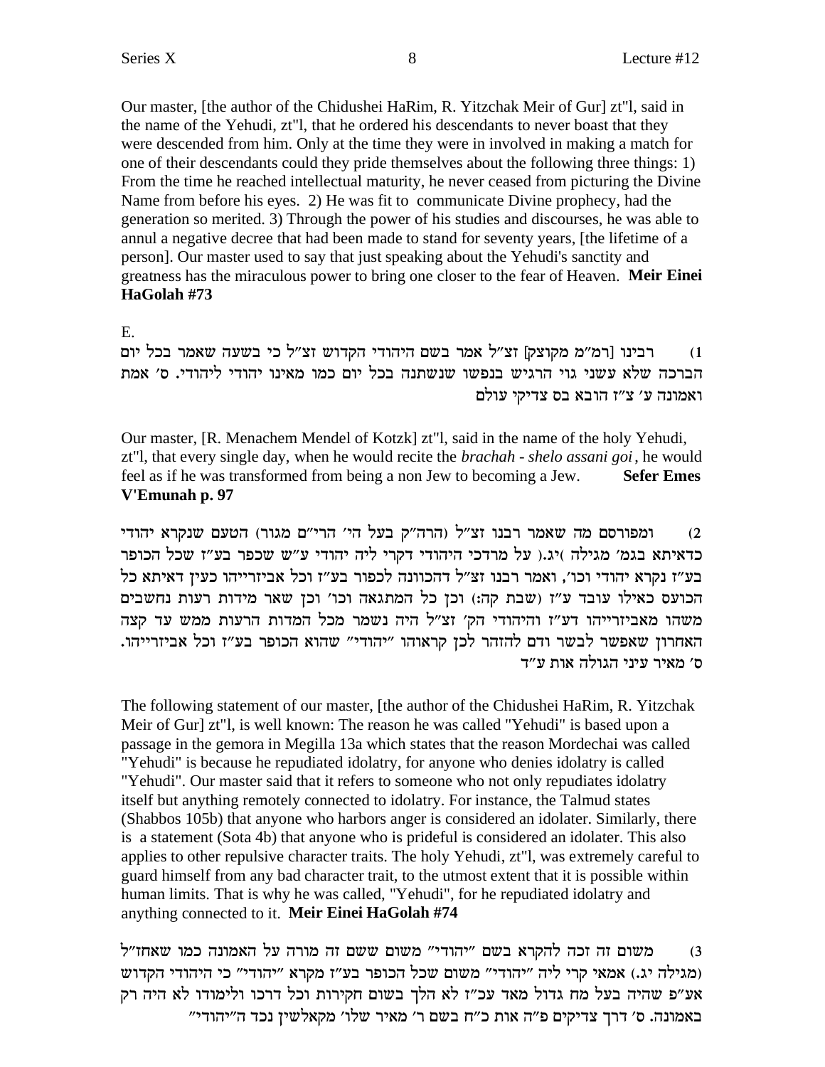Our master, [the author of the Chidushei HaRim, R. Yitzchak Meir of Gur] zt"l, said in the name of the Yehudi, zt"l, that he ordered his descendants to never boast that they were descended from him. Only at the time they were in involved in making a match for one of their descendants could they pride themselves about the following three things: 1) From the time he reached intellectual maturity, he never ceased from picturing the Divine Name from before his eyes. 2) He was fit to communicate Divine prophecy, had the generation so merited. 3) Through the power of his studies and discourses, he was able to annul a negative decree that had been made to stand for seventy years, [the lifetime of a person]. Our master used to say that just speaking about the Yehudi's sanctity and greatness has the miraculous power to bring one closer to the fear of Heaven. **Meir Einei HaGolah #73**

E.

1) רבינו [רמ"מ מקוצק] זצ"ל אמר בשם היהודי הקדוש זצ"ל כי בשעה שאמר בכל יום הברכה שלא עשני גוי הרגיש בנפשו שנשתנה בכל יום כמו מאינו יהודי ליהודי. ס' אמת ואמונה ע' צ"ז הובא בס צדיקי עולם

Our master, [R. Menachem Mendel of Kotzk] zt"l, said in the name of the holy Yehudi, zt"l, that every single day, when he would recite the *brachah - shelo assani goi*, he would feel as if he was transformed from being a non Jew to becoming a Jew. **Sefer Emes V'Emunah p. 97**

2) ומפורסם מה שאמר רבנו זצ"ל (הרה"ק בעל הי' הרי"ם מגור) הטעם שנקרא יהודי כדאיתא בגמ' מגילה )יג.( על מרדכי היהודי דקרי ליה יהודי ע"ש שכפר בע"ז שכל הכופר בע"ז נקרא יהודי וכו', ואמר רבנו זצ"ל דהכוונה לכפור בע"ז וכל אביזרייהו כעין דאיתא כל הכועס כאילו עובד ע"ז (שבת קה:) וכן כל המתגאה וכו' וכן שאר מידות רעות נחשבים משהו מאביזרייהו דע"ז והיהודי הק' זצ"ל היה נשמר מכל המדות הרעות ממש עד קצה האחרון שאפשר לבשר ודם להזהר לכן קראוהו "יהודי" שהוא הכופר בע"ז וכל אביזרייהו. ס' מאיר עיני הגולה אות ע"ד

The following statement of our master, [the author of the Chidushei HaRim, R. Yitzchak Meir of Gur] zt"l, is well known: The reason he was called "Yehudi" is based upon a passage in the gemora in Megilla 13a which states that the reason Mordechai was called "Yehudi" is because he repudiated idolatry, for anyone who denies idolatry is called "Yehudi". Our master said that it refers to someone who not only repudiates idolatry itself but anything remotely connected to idolatry. For instance, the Talmud states (Shabbos 105b) that anyone who harbors anger is considered an idolater. Similarly, there is a statement (Sota 4b) that anyone who is prideful is considered an idolater. This also applies to other repulsive character traits. The holy Yehudi, zt"l, was extremely careful to guard himself from any bad character trait, to the utmost extent that it is possible within human limits. That is why he was called, "Yehudi", for he repudiated idolatry and anything connected to it. **Meir Einei HaGolah #74**

3) משום זה זכה להקרא בשם "יהודי" משום ששם זה מורה על האמונה כמו שאחז"ל (מגילה יג.) אמאי קרי ליה "יהודי" משום שכל הכופר בע"ז מקרא "יהודי" כי היהודי הקדוש אע"פ שהיה בעל מח גדול מאד עכ"ז לא הלך בשום חקירות וכל דרכו ולימודו לא היה רק באמונה. ס' דרך צדיקים פ"ה אות כ"ח בשם ר' מאיר שלו' מקאלשין נכד ה"יהודי"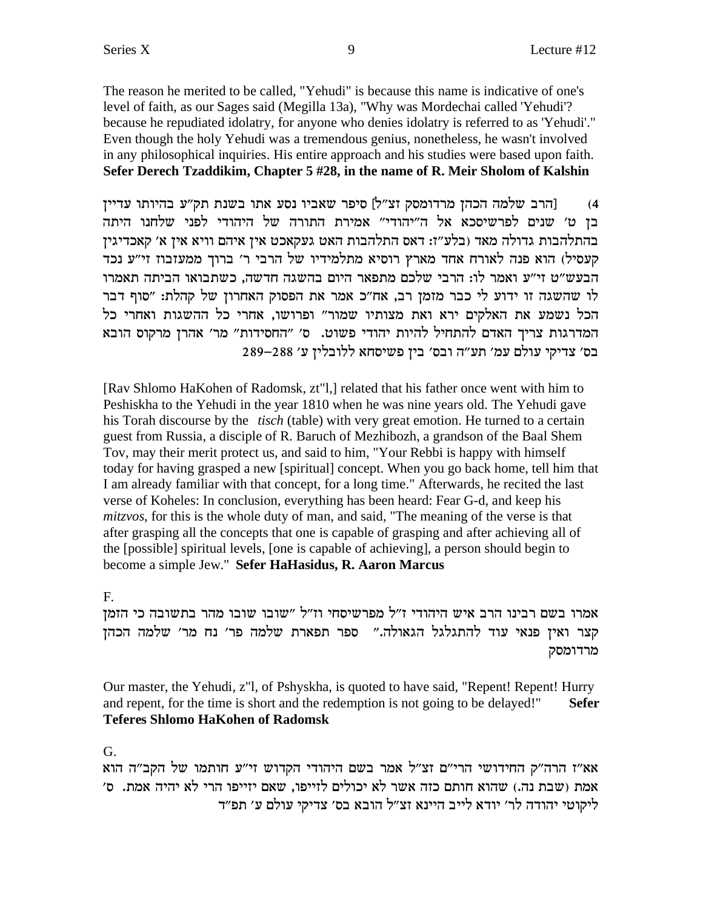The reason he merited to be called, "Yehudi" is because this name is indicative of one's level of faith, as our Sages said (Megilla 13a), "Why was Mordechai called 'Yehudi'? because he repudiated idolatry, for anyone who denies idolatry is referred to as 'Yehudi'." Even though the holy Yehudi was a tremendous genius, nonetheless, he wasn't involved in any philosophical inquiries. His entire approach and his studies were based upon faith. **Sefer Derech Tzaddikim, Chapter 5 #28, in the name of R. Meir Sholom of Kalshin**

4) [הרב שלמה הכהן מרדומסק זצ"ל] סיפר שאביו נסע אתו בשנת תק"ע בהיותו עדיין בן ט' שנים לפרשיסכא אל ה"יהודי" אמירת התורה של היהודי לפני שלחנו היתה בהתלהבות גדולה מאד (בלע"ז: דאס התלהבות האט געקאכט אין איהם וויא אין א' קאכדיגין קעסיל) הוא פנה לאורח אחד מארץ רוסיא מתלמידיו של הרבי ר' ברוך ממעזבוז זי"ע נכד הבעש"ט זי"ע ואמר לו: הרבי שלכם מתפאר היום בהשגה חדשה, כשתבואו הביתה תאמרו לו שהשגה זו ידוע לי כבר מזמן רב, אח"כ אמר את הפסוק האחרון של קהלת: "סוף דבר הכל נשמע את האלקים ירא ואת מצותיו שמור" ופרושו, אחרי כל ההשגות ואחרי כל המדרגות צריך האדם להתחיל להיות יהודי פשוט. ס' "החסידות" מר' אהרן מרקוס הובא בס' צדיקי עולם עמ' תע"ה ובס' בין פשיסחא ללובלין ע' 288–289

[Rav Shlomo HaKohen of Radomsk, zt"l,] related that his father once went with him to Peshiskha to the Yehudi in the year 1810 when he was nine years old. The Yehudi gave his Torah discourse by the *tisch* (table) with very great emotion. He turned to a certain guest from Russia, a disciple of R. Baruch of Mezhibozh, a grandson of the Baal Shem Tov, may their merit protect us, and said to him, "Your Rebbi is happy with himself today for having grasped a new [spiritual] concept. When you go back home, tell him that I am already familiar with that concept, for a long time." Afterwards, he recited the last verse of Koheles: In conclusion, everything has been heard: Fear G-d, and keep his *mitzvos*, for this is the whole duty of man, and said, "The meaning of the verse is that after grasping all the concepts that one is capable of grasping and after achieving all of the [possible] spiritual levels, [one is capable of achieving], a person should begin to become a simple Jew." **Sefer HaHasidus, R. Aaron Marcus**

F.

אמרו בשם רבינו הרב איש היהודי ז"ל מפרשיסחי וז"ל "שובו שובו מהר בתשובה כי הזמן קצר ואין פנאי עוד להתגלגל הגאולה." ספר תפארת שלמה פר' נח מר' שלמה הכהן מרדומסק

Our master, the Yehudi, z"l, of Pshyskha, is quoted to have said, "Repent! Repent! Hurry and repent, for the time is short and the redemption is not going to be delayed!" **Sefer Teferes Shlomo HaKohen of Radomsk**

G.

אא"ז הרה"ק החידושי הרי"ם זצ"ל אמר בשם היהודי הקדוש זי"ע חותמו של הקב"ה הוא אמת (שבת נה.) שהוא חותם כזה אשר לא יכולים לזייפו, שאם יזייפו הרי לא יהיה אמת. ס' ליקוטי יהודה לר' יודא לייב היינא זצ"ל הובא בס' צדיקי עולם ע' תפ"ד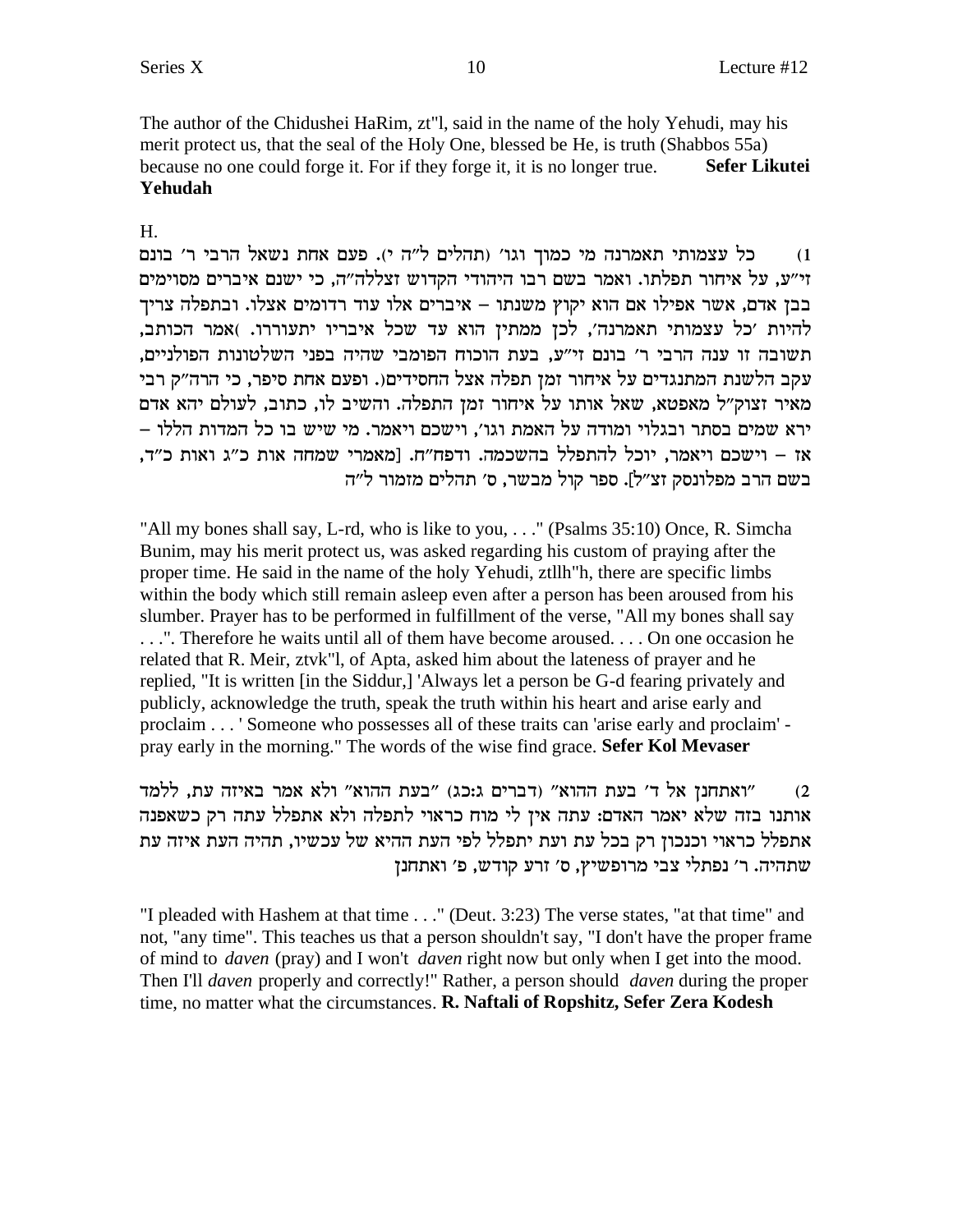The author of the Chidushei HaRim, zt"l, said in the name of the holy Yehudi, may his merit protect us, that the seal of the Holy One, blessed be He, is truth (Shabbos 55a) because no one could forge it. For if they forge it, it is no longer true. **Sefer Likutei Yehudah**

H.

1) כל עצמותי תאמרנה מי כמוך וגו' (תהלים ל"ה י). פעם אחת נשאל הרבי ר' בונם זי"ע, על איחור תפלתו. ואמר בשם רבו היהודי הקדוש זצללה"ה, כי ישנם איברים מסוימים בבן אדם, אשר אפילו אם הוא יקוץ משנתו – איברים אלו עוד רדומים אצלו. ובתפלה צריך להיות 'כל עצמותי תאמרנה', לכן ממתין הוא עד שכל איבריו יתעוררו. (אמר הכותב, תשובה זו ענה הרבי ר' בונם זי"ע, בעת הוכוח הפומבי שהיה בפני השלטונות הפולניים, עקב הלשנת המתנגדים על איחור זמן תפלה אצל החסידים). ופעם אחת סיפר, כי הרה"ק רבי מאיר זצוק"ל מאפטא, שאל אותו על איחור זמן התפלה. והשיב לו, כתוב, לעולם יהא אדם ירא שמים בסתר ובגלוי ומודה על האמת וגו', וישכם ויאמר. מי שיש בו כל המדות הללו – אז – וישכם ויאמר, יוכל להתפלל בהשכמה. ודפח"ח. [מאמרי שמחה אות כ"ג ואות כ"ד, בשם הרב מפלונסק זצ"ל]. ספר קול מבשר, ס' תהלים מזמור ל"ה

"All my bones shall say, L-rd, who is like to you, . . ." (Psalms 35:10) Once, R. Simcha Bunim, may his merit protect us, was asked regarding his custom of praying after the proper time. He said in the name of the holy Yehudi, ztllh"h, there are specific limbs within the body which still remain asleep even after a person has been aroused from his slumber. Prayer has to be performed in fulfillment of the verse, "All my bones shall say . . .". Therefore he waits until all of them have become aroused. . . . On one occasion he related that R. Meir, ztvk"l, of Apta, asked him about the lateness of prayer and he replied, "It is written [in the Siddur,] 'Always let a person be G-d fearing privately and publicly, acknowledge the truth, speak the truth within his heart and arise early and proclaim . . . ' Someone who possesses all of these traits can 'arise early and proclaim' - pray early in the morning." The words of the wise find grace. **Sefer Kol Mevaser**

2) "ואתחנן אל ד' בעת ההוא" (דברים ג:כג) "בעת ההוא" ולא אמר באיזה עת, ללמד אותנו בזה שלא יאמר האדם: עתה אין לי מוח כראוי לתפלה ולא אתפלל עתה רק כשאפנה אתפלל כראוי וכנכון רק בכל עת ועת יתפלל לפי העת ההיא של עכשיו, תהיה העת איזה עת שתהיה. ר' נפתלי צבי מרופשיץ, ס' זרע קודש, פ' ואתחנן

"I pleaded with Hashem at that time . . ." (Deut. 3:23) The verse states, "at that time" and not, "any time". This teaches us that a person shouldn't say, "I don't have the proper frame of mind to *daven* (pray) and I won't *daven* right now but only when I get into the mood. Then I'll *daven* properly and correctly!" Rather, a person should *daven* during the proper time, no matter what the circumstances. **R. Naftali of Ropshitz, Sefer Zera Kodesh**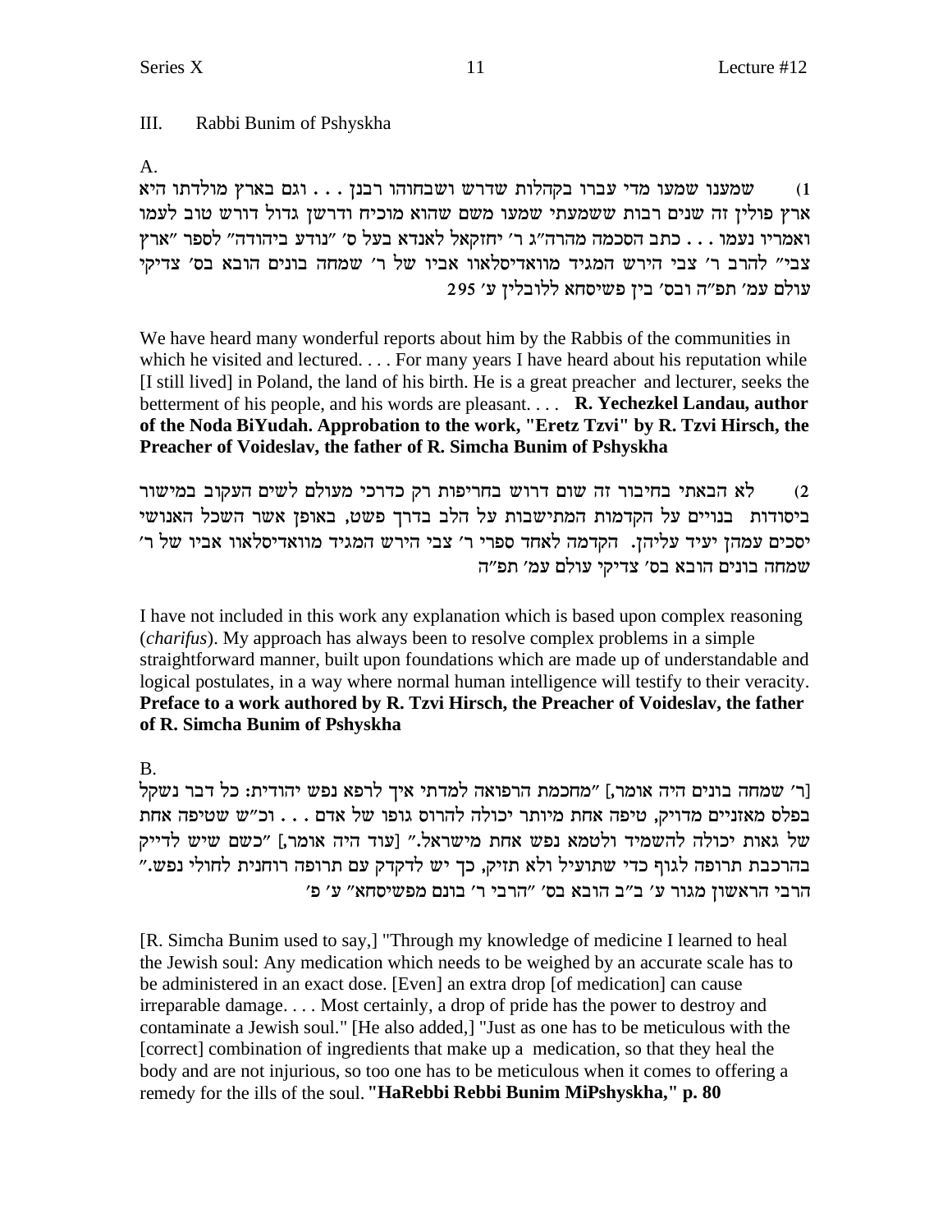III. Rabbi Bunim of Pshyskha

A.

1) שמענו שמעו מדי עברו בקהלות שדרש ושבחוהו רבנן . . . וגם בארץ מולדתו היא ארץ פולין זה שנים רבות ששמעתי שמעו משם שהוא מוכיח ודרשן גדול דורש טוב לעמו ואמריו נעמו . . . כתב הסכמה מהרה"ג ר' יחזקאל לאנדא בעל ס' "נודע ביהודה" לספר "ארץ צבי" להרב ר' צבי הירש המגיד מוואדיסלאוו אביו של ר' שמחה בונים הובא בס' צדיקי עולם עמ' תפ"ה ובס' בין פשיסחא ללובלין ע' 295

We have heard many wonderful reports about him by the Rabbis of the communities in which he visited and lectured. . . . For many years I have heard about his reputation while [I still lived] in Poland, the land of his birth. He is a great preacher and lecturer, seeks the betterment of his people, and his words are pleasant. . . . **R. Yechezkel Landau, author of the Noda BiYudah. Approbation to the work, "Eretz Tzvi" by R. Tzvi Hirsch, the Preacher of Voideslav, the father of R. Simcha Bunim of Pshyskha**

2) לא הבאתי בחיבור זה שום דרוש בחריפות רק כדרכי מעולם לשים העקוב במישור ביסודות בנויים על הקדמות המתישבות על הלב בדרך פשט, באופן אשר השכל האנושי יסכים עמהן יעיד עליהן. הקדמה לאחד ספרי ר' צבי הירש המגיד מוואדיסלאוו אביו של ר' שמחה בונים הובא בס' צדיקי עולם עמ' תפ"ה

I have not included in this work any explanation which is based upon complex reasoning (*charifus*). My approach has always been to resolve complex problems in a simple straightforward manner, built upon foundations which are made up of understandable and logical postulates, in a way where normal human intelligence will testify to their veracity. **Preface to a work authored by R. Tzvi Hirsch, the Preacher of Voideslav, the father of R. Simcha Bunim of Pshyskha**

B.

[ר' שמחה בונים היה אומר,] "מחכמת הרפואה למדתי איך לרפא נפש יהודית: כל דבר נשקל בפלס מאזניים מדויק, טיפה אחת מיותר יכולה להרוס גופו של אדם . . . וכ"ש שטיפה אחת של גאות יכולה להשמיד ולטמא נפש אחת מישראל." [עוד היה אומר,] "כשם שיש לדייק בהרכבת תרופה לגוף כדי שתועיל ולא תזיק, כך יש לדקדק עם תרופה רוחנית לחולי נפש." הרבי הראשון מגור ע' ב"ב הובא בס' "הרבי ר' בונם מפשיסחא" ע' פ'

[R. Simcha Bunim used to say,] "Through my knowledge of medicine I learned to heal the Jewish soul: Any medication which needs to be weighed by an accurate scale has to be administered in an exact dose. [Even] an extra drop [of medication] can cause irreparable damage. . . . Most certainly, a drop of pride has the power to destroy and contaminate a Jewish soul." [He also added,] "Just as one has to be meticulous with the [correct] combination of ingredients that make up a medication, so that they heal the body and are not injurious, so too one has to be meticulous when it comes to offering a remedy for the ills of the soul. **"HaRebbi Rebbi Bunim MiPshyskha," p. 80**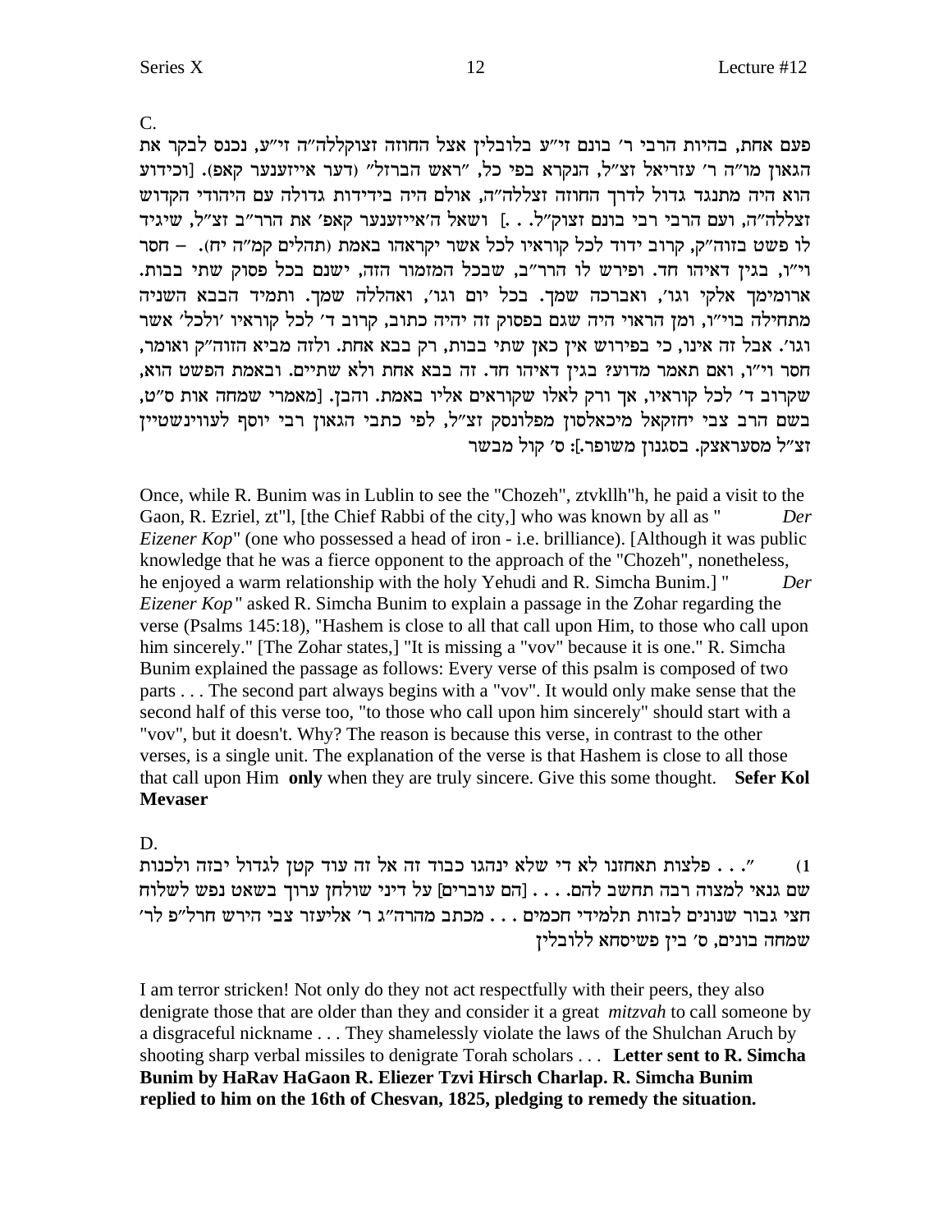C.

פעם אחת, בהיות הרבי ר' בונם זי"ע בלובלין אצל החוזה זצוקללה"ה זי"ע, נכנס לבקר את הגאון מו"ה ר' עזריאל זצ"ל, הנקרא בפי כל, "ראש הברזל" (דער אייזענער קאפ). [וכידוע הוא היה מתנגד גדול לדרך החוזה זצללה"ה, אולם היה בידידות גדולה עם היהודי הקדוש זצללה"ה, ועם הרבי רבי בונם זצוק"ל. . .] ושאל ה'אייזענער קאפ' את הרר"ב זצ"ל, שיגיד לו פשט בזוה"ק, קרוב ידוד לכל קוראיו לכל אשר יקראהו באמת (תהלים קמ"ה יח). – חסר וי"ו, בגין דאיהו חד. ופירש לו הרר"ב, שבכל המזמור הזה, ישנם בכל פסוק שתי בבות. ארומימך אלקי וגו', ואברכה שמך. בכל יום וגו', ואהללה שמך. ותמיד הבבא השניה מתחילה בוי"ו, ומן הראוי היה שגם בפסוק זה יהיה כתוב, קרוב ד' לכל קוראיו 'ולכל' אשר וגו'. אבל זה אינו, כי בפירוש אין כאן שתי בבות, רק בבא אחת. ולזה מביא הזוה"ק ואומר, חסר וי"ו, ואם תאמר מדוע? בגין דאיהו חד. זה בבא אחת ולא שתיים. ובאמת הפשט הוא, שקרוב ד' לכל קוראיו, אך ורק לאלו שקוראים אליו באמת. והבן. [מאמרי שמחה אות ס"ט, בשם הרב צבי יחזקאל מיכאלסון מפלונסק זצ"ל, לפי כתבי הגאון רבי יוסף לעווינשטיין זצ"ל מסעראצק. בסגנון משופר.]: ס' קול מבשר

Once, while R. Bunim was in Lublin to see the "Chozeh", ztvkllh"h, he paid a visit to the Gaon, R. Ezriel, zt"l, [the Chief Rabbi of the city,] who was known by all as " *Der Eizener Kop*" (one who possessed a head of iron - i.e. brilliance). [Although it was public knowledge that he was a fierce opponent to the approach of the "Chozeh", nonetheless, he enjoyed a warm relationship with the holy Yehudi and R. Simcha Bunim.] " *Der Eizener Kop*" asked R. Simcha Bunim to explain a passage in the Zohar regarding the verse (Psalms 145:18), "Hashem is close to all that call upon Him, to those who call upon him sincerely." [The Zohar states,] "It is missing a "vov" because it is one." R. Simcha Bunim explained the passage as follows: Every verse of this psalm is composed of two parts . . . The second part always begins with a "vov". It would only make sense that the second half of this verse too, "to those who call upon him sincerely" should start with a "vov", but it doesn't. Why? The reason is because this verse, in contrast to the other verses, is a single unit. The explanation of the verse is that Hashem is close to all those that call upon Him **only** when they are truly sincere. Give this some thought. **Sefer Kol Mevaser**

D.

1) ". . . פלצות תאחזנו לא די שלא ינהגו כבוד זה אל זה עוד קטן לגדול יבזה ולכנות שם גנאי למצוה רבה תחשב להם. . . . [הם עוברים] על דיני שולחן ערוך בשאט נפש לשלוח חצי גבור שנונים לבזות תלמידי חכמים . . . מכתב מהרה"ג ר' אליעזר צבי הירש חרל"פ לר' שמחה בונים, ס' בין פשיסחא ללובלין

I am terror stricken! Not only do they not act respectfully with their peers, they also denigrate those that are older than they and consider it a great *mitzvah* to call someone by a disgraceful nickname . . . They shamelessly violate the laws of the Shulchan Aruch by shooting sharp verbal missiles to denigrate Torah scholars . . . **Letter sent to R. Simcha Bunim by HaRav HaGaon R. Eliezer Tzvi Hirsch Charlap. R. Simcha Bunim replied to him on the 16th of Chesvan, 1825, pledging to remedy the situation.**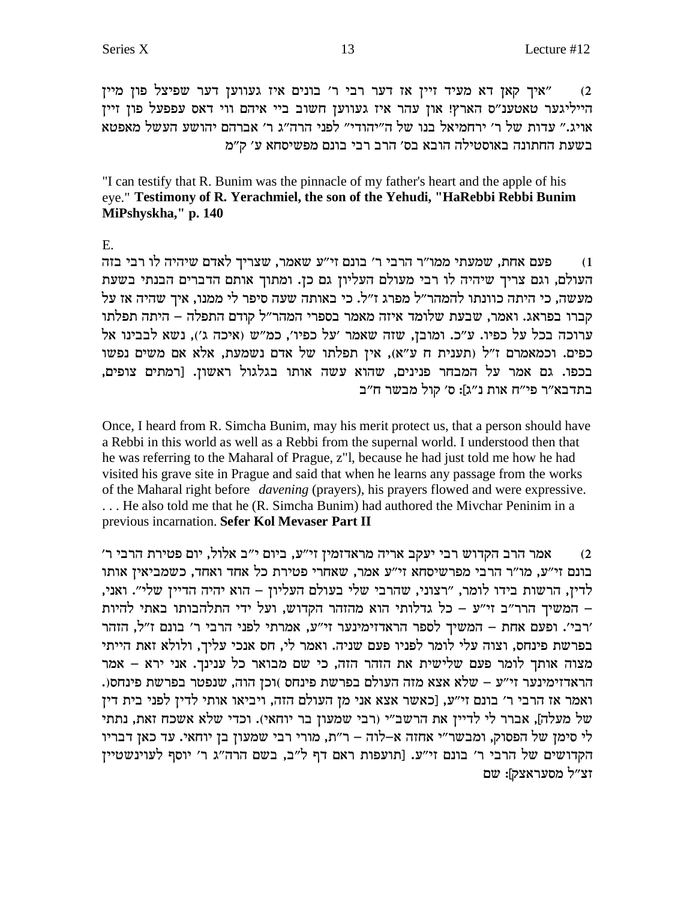2) "איך קאן דא מעיד זיין אז דער רבי ר' בונים איז געוועזן דער שפיצל פון מיין הייליגער טאטענ"ס הארץ! און עהר איז געוועזן חשוב ביי איהם ווי דאס עפפעל פון זיין אויג." עדות של ר' ירחמיאל בנו של ה"יהודי" לפני הרה"ג ר' אברהם יהושע העשל מאפטא בשעת החתונה באוסטילה הובא בס' הרב רבי בונם מפשיסחא ע' ק"מ

"I can testify that R. Bunim was the pinnacle of my father's heart and the apple of his eye." **Testimony of R. Yerachmiel, the son of the Yehudi, "HaRebbi Rebbi Bunim MiPshyskha," p. 140**

E.

1) פעם אחת, שמעתי ממו"ר הרבי ר' בונם זי"ע שאמר, שצריך לאדם שיהיה לו רבי בזה העולם, וגם צריך שיהיה לו רבי מעולם העליון גם כן. ומתוך אותם הדברים הבנתי בשעת מעשה, כי היתה כוונתו להמהר"ל מפרג ז"ל. כי באותה שעה סיפר לי ממנו, איך שהיה אז על קברו בפראג. ואמר, שבעת שלומד איזה מאמר בספרי המהר"ל קודם התפלה – היתה תפלתו ערוכה בכל על כפיו. ע"כ. ומובן, שזה שאמר 'על כפיו', כמ"ש (איכה ג'), נשא לבבינו אל כפים. וכמאמרם ז"ל (תענית ח ע"א), אין תפלתו של אדם נשמעת, אלא אם משים נפשו בכפו. גם אמר על המבחר פנינים, שהוא עשה אותו בגלגול ראשון. [רמתים צופים, בתדבא"ר פי"ח אות נ"ג]: ס' קול מבשר ח"ב

Once, I heard from R. Simcha Bunim, may his merit protect us, that a person should have a Rebbi in this world as well as a Rebbi from the supernal world. I understood then that he was referring to the Maharal of Prague, z"l, because he had just told me how he had visited his grave site in Prague and said that when he learns any passage from the works of the Maharal right before *davening* (prayers), his prayers flowed and were expressive. . . . He also told me that he (R. Simcha Bunim) had authored the Mivchar Peninim in a previous incarnation. **Sefer Kol Mevaser Part II**

2) אמר הרב הקדוש רבי יעקב אריה מראדזמין זי"ע, ביום י"ב אלול, יום פטירת הרבי ר' בונם זי"ע, מו"ר הרבי מפרשיסחא זי"ע אמר, שאחרי פטירת כל אחד ואחד, כשמביאין אותו לדין, הרשות בידו לומר, "רצוני, שהרבי שלי בעולם העליון – הוא יהיה הדיין שלי". ואני, – המשיך הרר"ב זי"ע – כל גדלותי הוא מהזהר הקדוש, ועל ידי התלהבותו באתי להיות 'רבי'. ופעם אחת – המשיך לספר הראדזימינער זי"ע, אמרתי לפני הרבי ר' בונם ז"ל, הזהר בפרשת פינחס, וצוה עלי לומר לפניו פעם שניה. ואמר לי, חס אנכי עליך, ולולא זאת הייתי מצוה אותך לומר פעם שלישית את הזהר הזה, כי שם מבואר כל ענינך. אני ירא – אמר הראדזימינער זי"ע – שלא אצא מזה העולם בפרשת פינחס )וכן הוה, שנפטר בפרשת פינחס(. ואמר אז הרבי ר' בונם זי"ע, [כאשר אצא אני מן העולם הזה, ויביאו אותי לדין לפני בית דין של מעלה], אברר לי לדיין את הרשב"י (רבי שמעון בר יוחאי). וכדי שלא אשכח זאת, נתתי לי סימן של הפסוק, ומבשר"י אחזה א–לוה – ר"ת, מורי רבי שמעון בן יוחאי. עד כאן דבריו הקדושים של הרבי ר' בונם זי"ע. [תועפות ראם דף ל"ב, בשם הרה"ג ר' יוסף לעווינשטיין זצ"ל מסעראצק]: שם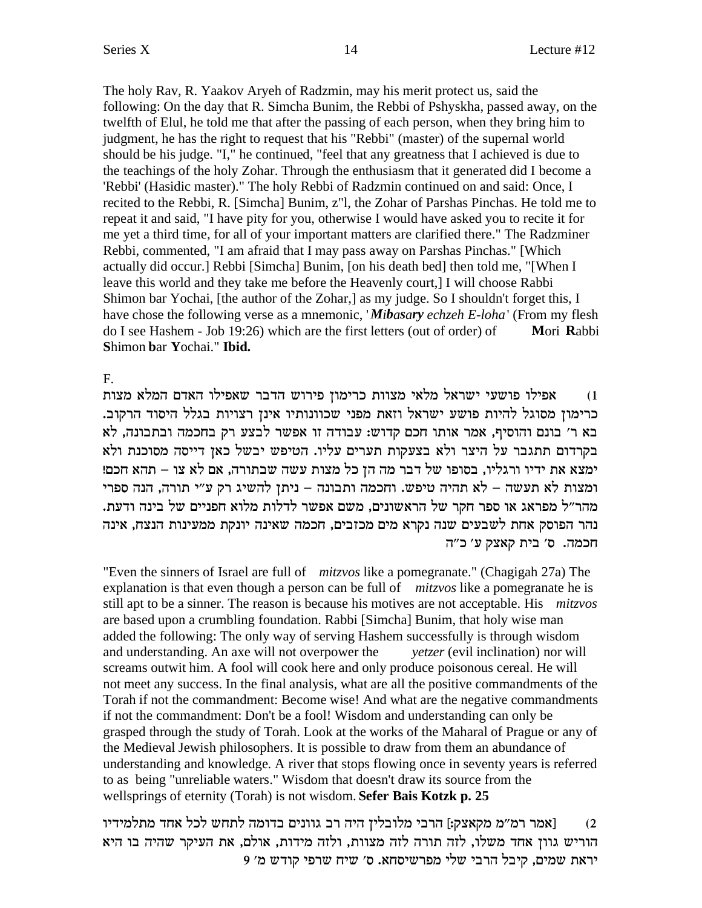The holy Rav, R. Yaakov Aryeh of Radzmin, may his merit protect us, said the following: On the day that R. Simcha Bunim, the Rebbi of Pshyskha, passed away, on the twelfth of Elul, he told me that after the passing of each person, when they bring him to judgment, he has the right to request that his "Rebbi" (master) of the supernal world should be his judge. "I," he continued, "feel that any greatness that I achieved is due to the teachings of the holy Zohar. Through the enthusiasm that it generated did I become a 'Rebbi' (Hasidic master)." The holy Rebbi of Radzmin continued on and said: Once, I recited to the Rebbi, R. [Simcha] Bunim, z"l, the Zohar of Parshas Pinchas. He told me to repeat it and said, "I have pity for you, otherwise I would have asked you to recite it for me yet a third time, for all of your important matters are clarified there." The Radzminer Rebbi, commented, "I am afraid that I may pass away on Parshas Pinchas." [Which actually did occur.] Rebbi [Simcha] Bunim, [on his death bed] then told me, "[When I leave this world and they take me before the Heavenly court,] I will choose Rabbi Shimon bar Yochai, [the author of the Zohar,] as my judge. So I shouldn't forget this, I have chose the following verse as a mnemonic, '***Mibasary** echzeh E-loha*' (From my flesh do I see Hashem - Job 19:26) which are the first letters (out of order) of **M**ori **R**abbi **S**himon **b**ar **Y**ochai." **Ibid.**

F.

1) אפילו פושעי ישראל מלאי מצות כרימון פירוש הדבר שאפילו האדם המלא מצות כרימון מסוגל להיות פושע ישראל וזאת מפני שכוונותיו אינן רצויות בגלל היסוד הרקוב. בא ר' בונם והוסיף, אמר אותו חכם קדוש: עבודה זו אפשר לבצע רק בחכמה ובתבונה, לא בקרדום תתגבר על היצר ולא בצעקות תערים עליו. הטיפש יבשל כאן דייסה מסוכנת ולא ימצא את ידיו ורגליו, בסופו של דבר מה הן כל מצות עשה שבתורה, אם לא צו – תהא חכם! ומצות לא תעשה – לא תהיה טיפש. וחכמה ותבונה – ניתן להשיג רק ע"י תורה, הנה ספרי מהר"ל מפראג או ספר חקר של הראשונים, משם אפשר לדלות מלוא חפניים של בינה ודעת. נהר הפוסק אחת לשבעים שנה נקרא מים מכזבים, חכמה שאינה יונקת ממעינות הנצח, אינה חכמה. ס' בית קאצק ע' כ"ה

"Even the sinners of Israel are full of *mitzvos* like a pomegranate." (Chagigah 27a) The explanation is that even though a person can be full of *mitzvos* like a pomegranate he is still apt to be a sinner. The reason is because his motives are not acceptable. His *mitzvos* are based upon a crumbling foundation. Rabbi [Simcha] Bunim, that holy wise man added the following: The only way of serving Hashem successfully is through wisdom and understanding. An axe will not overpower the *yetzer* (evil inclination) nor will screams outwit him. A fool will cook here and only produce poisonous cereal. He will not meet any success. In the final analysis, what are all the positive commandments of the Torah if not the commandment: Become wise! And what are the negative commandments if not the commandment: Don't be a fool! Wisdom and understanding can only be grasped through the study of Torah. Look at the works of the Maharal of Prague or any of the Medieval Jewish philosophers. It is possible to draw from them an abundance of understanding and knowledge. A river that stops flowing once in seventy years is referred to as being "unreliable waters." Wisdom that doesn't draw its source from the wellsprings of eternity (Torah) is not wisdom. **Sefer Bais Kotzk p. 25**

2) [אמר רמ"מ מקאצק:] הרבי מלובלין היה רב גוונים בדומה לתחש לכל אחד מתלמידיו הוריש גוון אחד משלו, לזה תורה לזה מצוות, ולזה מידות, אולם, את העיקר שהיה בו היא יראת שמים, קיבל הרבי שלי מפרשיסחא. ס' שיח שרפי קודש מ' 9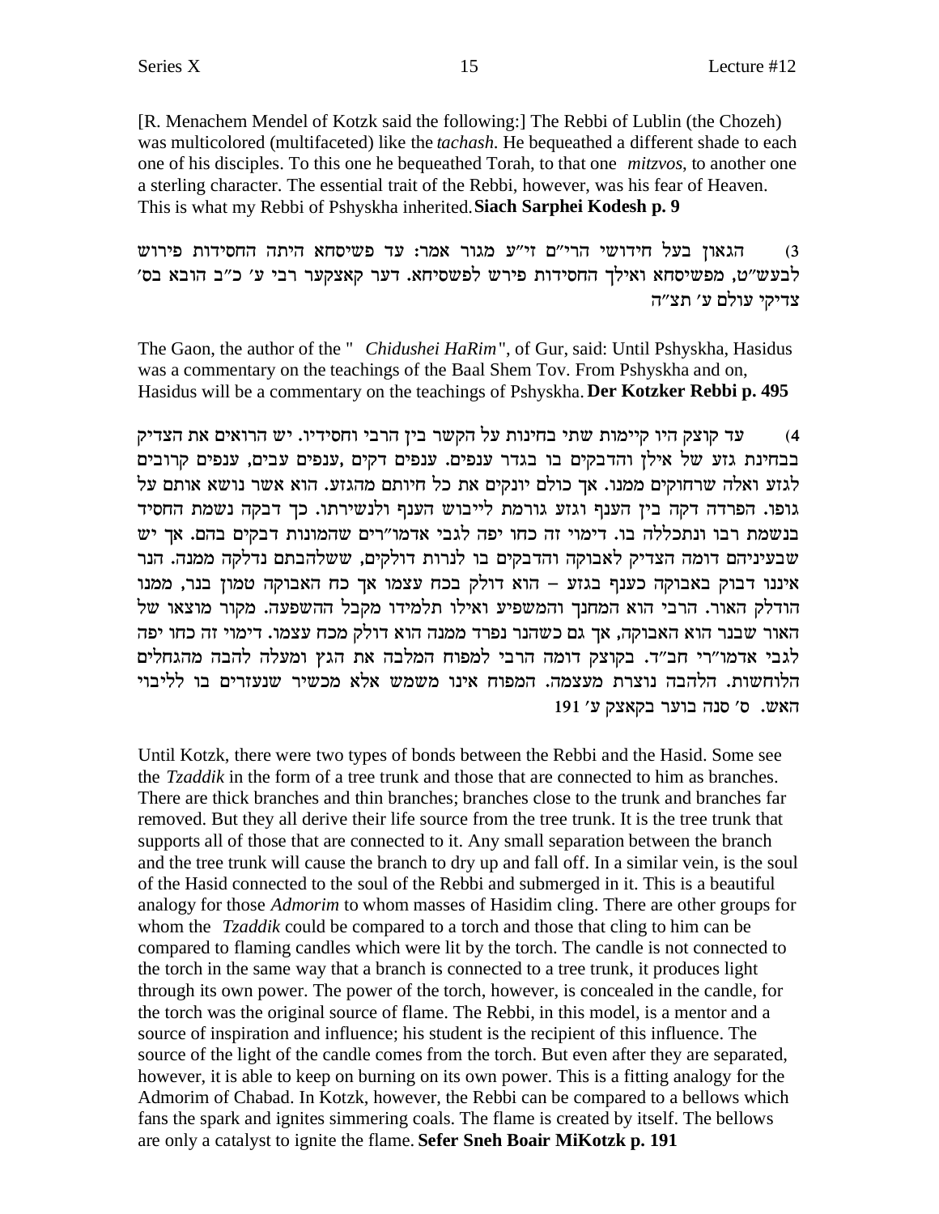[R. Menachem Mendel of Kotzk said the following:] The Rebbi of Lublin (the Chozeh) was multicolored (multifaceted) like the *tachash*. He bequeathed a different shade to each one of his disciples. To this one he bequeathed Torah, to that one *mitzvos*, to another one a sterling character. The essential trait of the Rebbi, however, was his fear of Heaven. This is what my Rebbi of Pshyskha inherited. **Siach Sarphei Kodesh p. 9**

3) הגאון בעל חידושי הרי"ם זי"ע מגור אמר: עד פשיסחא היתה החסידות פירוש לבעש"ט, מפשיסחא ואילך החסידות פירש לפשסיחא. דער קאצקער רבי ע' כ"ב הובא בס' צדיקי עולם ע' תצ"ה

The Gaon, the author of the "*Chidushei HaRim*", of Gur, said: Until Pshyskha, Hasidus was a commentary on the teachings of the Baal Shem Tov. From Pshyskha and on, Hasidus will be a commentary on the teachings of Pshyskha. **Der Kotzker Rebbi p. 495**

4) עד קוצק היו קיימות שתי בחינות על הקשר בין הרבי וחסידיו. יש הרואים את הצדיק בבחינת גזע של אילן והדבקים בו בגדר ענפים. ענפים דקים ,ענפים עבים, ענפים קרובים לגזע ואלה שרחוקים ממנו. אך כולם יונקים את כל חיותם מהגזע. הוא אשר נושא אותם על גופו. הפרדה דקה בין הענף וגזע גורמת לייבוש הענף ולנשירתו. כך דבקה נשמת החסיד בנשמת רבו ונתכללה בו. דימוי זה כחו יפה לגבי אדמו"רים שהמונות דבקים בהם. אך יש שבעיניהם דומה הצדיק לאבוקה והדבקים בו לנרות דולקים, ששלהבתם נדלקה ממנה. הנר איננו דבוק באבוקה כענף בגזע – הוא דולק בכח עצמו אך כח האבוקה טמון בנר, ממנו הודלק האור. הרבי הוא המחנך והמשפיע ואילו תלמידו מקבל ההשפעה. מקור מוצאו של האור שבנר הוא האבוקה, אך גם כשהנר נפרד ממנה הוא דולק מכח עצמו. דימוי זה כחו יפה לגבי אדמו"רי חב"ד. בקוצק דומה הרבי למפוח המלבה את הגץ ומעלה להבה מהגחלים הלוחשות. הלהבה נוצרת מעצמה. המפוח אינו משמש אלא מכשיר שנעזרים בו לליבוי האש. ס' סנה בוער בקאצק ע' 191

Until Kotzk, there were two types of bonds between the Rebbi and the Hasid. Some see the *Tzaddik* in the form of a tree trunk and those that are connected to him as branches. There are thick branches and thin branches; branches close to the trunk and branches far removed. But they all derive their life source from the tree trunk. It is the tree trunk that supports all of those that are connected to it. Any small separation between the branch and the tree trunk will cause the branch to dry up and fall off. In a similar vein, is the soul of the Hasid connected to the soul of the Rebbi and submerged in it. This is a beautiful analogy for those *Admorim* to whom masses of Hasidim cling. There are other groups for whom the *Tzaddik* could be compared to a torch and those that cling to him can be compared to flaming candles which were lit by the torch. The candle is not connected to the torch in the same way that a branch is connected to a tree trunk, it produces light through its own power. The power of the torch, however, is concealed in the candle, for the torch was the original source of flame. The Rebbi, in this model, is a mentor and a source of inspiration and influence; his student is the recipient of this influence. The source of the light of the candle comes from the torch. But even after they are separated, however, it is able to keep on burning on its own power. This is a fitting analogy for the Admorim of Chabad. In Kotzk, however, the Rebbi can be compared to a bellows which fans the spark and ignites simmering coals. The flame is created by itself. The bellows are only a catalyst to ignite the flame. **Sefer Sneh Boair MiKotzk p. 191**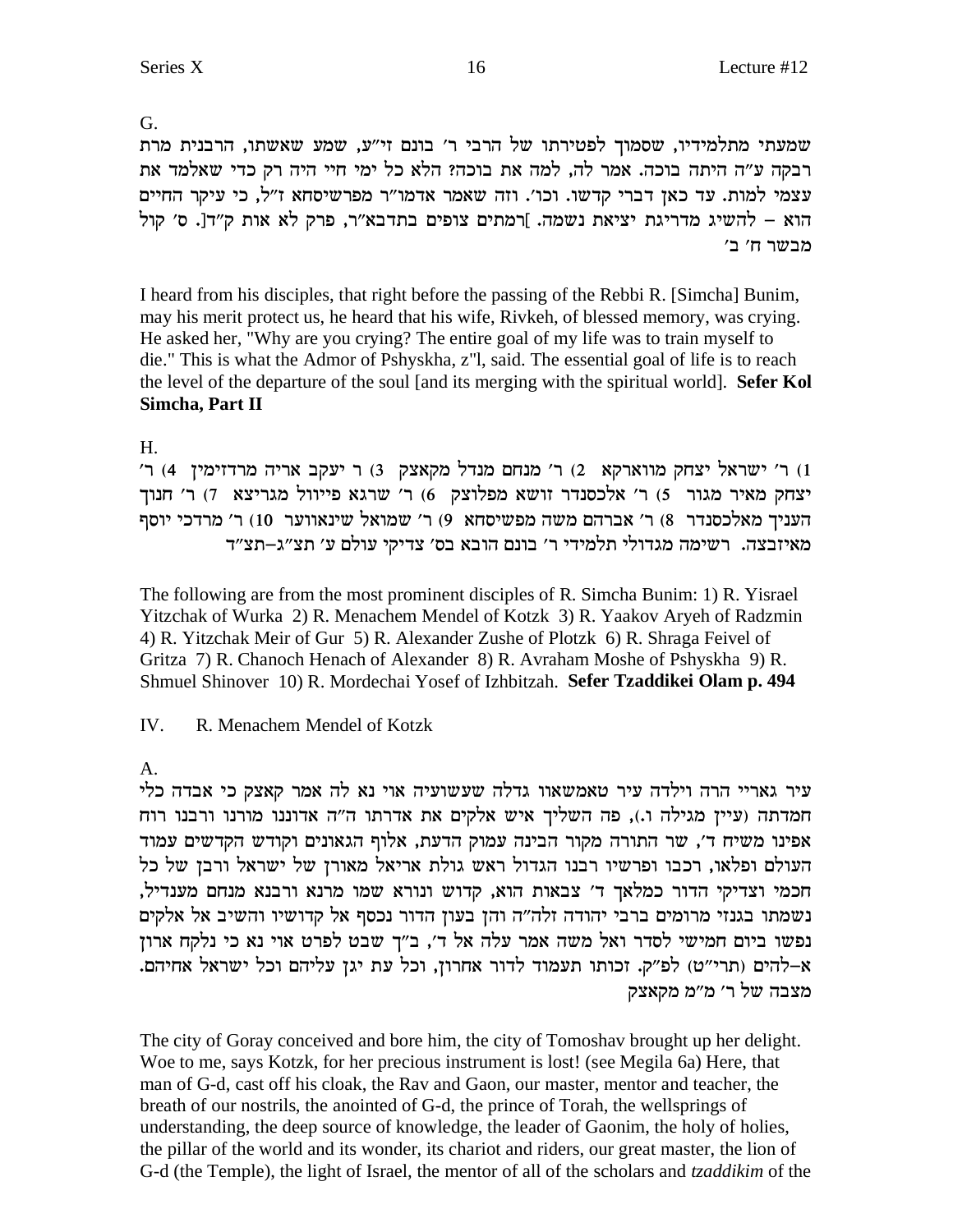G.

שמעתי מתלמידיו, שסמוך לפטירתו של הרבי ר' בונם זי"ע, שמע שאשתו, הרבנית מרת רבקה ע"ה היתה בוכה. אמר לה, למה את בוכה? הלא כל ימי חיי היה רק כדי שאלמד את עצמי למות. עד כאן דברי קדשו. וכו'. וזה שאמר אדמו"ר מפרשיסחא ז"ל, כי עיקר החיים הוא – להשיג מדריגת יציאת נשמה. ]רמתים צופים בתדבא"ר, פרק לא אות ק"ד[. ס' קול מבשר ח' ב'

I heard from his disciples, that right before the passing of the Rebbi R. [Simcha] Bunim, may his merit protect us, he heard that his wife, Rivkeh, of blessed memory, was crying. He asked her, "Why are you crying? The entire goal of my life was to train myself to die." This is what the Admor of Pshyskha, z"l, said. The essential goal of life is to reach the level of the departure of the soul [and its merging with the spiritual world]. **Sefer Kol Simcha, Part II**

H.

1) ר' ישראל יצחק מווארקא 2) ר' מנחם מנדל מקאצק 3) ר יעקב אריה מרדזימין 4) ר' יצחק מאיר מגור 5) ר' אלכסנדר זושא מפלוצק 6) ר' שרגא פייוול מגריצא 7) ר' חנוך העניך מאלכסנדר 8) ר' אברהם משה מפשיסחא 9) ר' שמואל שינאווער 10) ר' מרדכי יוסף מאיזבצה. רשימה מגדולי תלמידי ר' בונם הובא בס' צדיקי עולם ע' תצ"ג–תצ"ד

The following are from the most prominent disciples of R. Simcha Bunim: 1) R. Yisrael Yitzchak of Wurka 2) R. Menachem Mendel of Kotzk 3) R. Yaakov Aryeh of Radzmin 4) R. Yitzchak Meir of Gur 5) R. Alexander Zushe of Plotzk 6) R. Shraga Feivel of Gritza 7) R. Chanoch Henach of Alexander 8) R. Avraham Moshe of Pshyskha 9) R. Shmuel Shinover 10) R. Mordechai Yosef of Izhbitzah. **Sefer Tzaddikei Olam p. 494**

IV. R. Menachem Mendel of Kotzk

A.

עיר גאריי הרה וילדה עיר טאמשאוו גדלה שעשועיה אוי נא לה אמר קאצק כי אבדה כלי חמדתה (עיין מגילה ו.), פה השליך איש אלקים את אדרתו ה"ה אדוננו מורנו ורבנו רוח אפינו משיח ד', שר התורה מקור הבינה עמוק הדעת, אלוף הגאונים וקודש הקדשים עמוד העולם ופלאו, רכבו ופרשיו רבנו הגדול ראש גולת אריאל מאורן של ישראל ורבן של כל חכמי וצדיקי הדור כמלאך ד' צבאות הוא, קדוש ונורא שמו מרנא ורבנא מנחם מענדיל, נשמתו בגנזי מרומים ברבי יהודה זלה"ה והן בעון הדור נכסף אל קדושיו והשיב אל אלקים נפשו ביום חמישי לסדר ואל משה אמר עלה אל ד', ב"ך שבט לפרט אוי נא כי נלקח ארון א–להים (תרי"ט) לפ"ק. זכותו תעמוד לדור אחרון, וכל עת יגן עליהם וכל ישראל אחיהם. מצבה של ר' מ"מ מקאצק

The city of Goray conceived and bore him, the city of Tomoshav brought up her delight. Woe to me, says Kotzk, for her precious instrument is lost! (see Megila 6a) Here, that man of G-d, cast off his cloak, the Rav and Gaon, our master, mentor and teacher, the breath of our nostrils, the anointed of G-d, the prince of Torah, the wellsprings of understanding, the deep source of knowledge, the leader of Gaonim, the holy of holies, the pillar of the world and its wonder, its chariots and riders, our great master, the lion of G-d (the Temple), the light of Israel, the mentor of all of the scholars and *tzaddikim* of the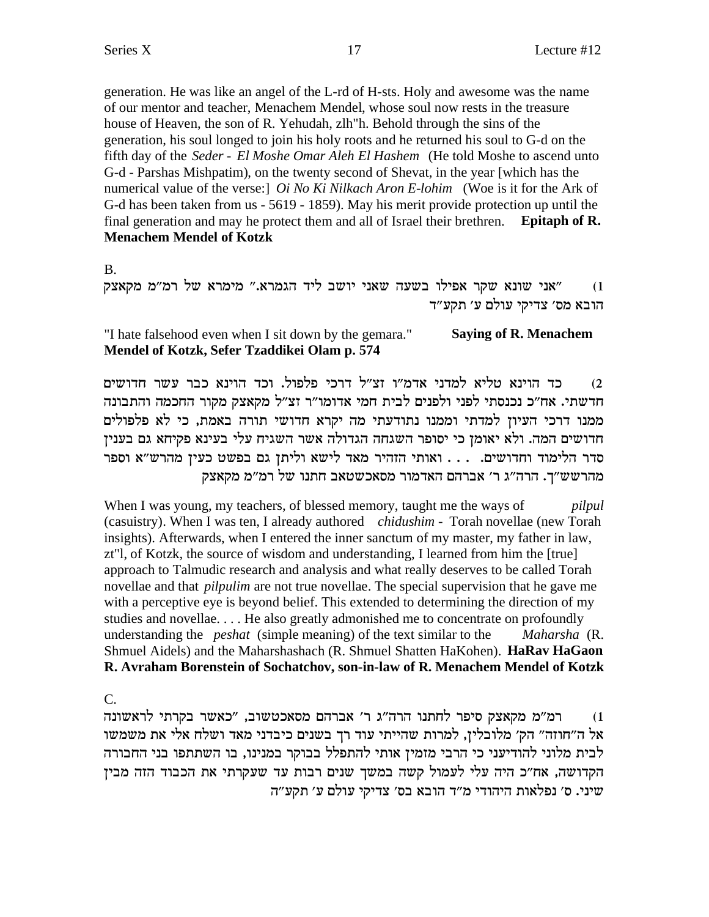generation. He was like an angel of the L-rd of H-sts. Holy and awesome was the name of our mentor and teacher, Menachem Mendel, whose soul now rests in the treasure house of Heaven, the son of R. Yehudah, zlh"h. Behold through the sins of the generation, his soul longed to join his holy roots and he returned his soul to G-d on the fifth day of the *Seder* - *El Moshe Omar Aleh El Hashem* (He told Moshe to ascend unto G-d - Parshas Mishpatim), on the twenty second of Shevat, in the year [which has the numerical value of the verse:] *Oi No Ki Nilkach Aron E-lohim* (Woe is it for the Ark of G-d has been taken from us - 5619 - 1859). May his merit provide protection up until the final generation and may he protect them and all of Israel their brethren. **Epitaph of R. Menachem Mendel of Kotzk**

B.

1) "אני שונא שקר אפילו בשעה שאני יושב ליד הגמרא." מימרא של רמ"מ מקאצק הובא מס' צדיקי עולם ע' תקע"ד

"I hate falsehood even when I sit down by the gemara." **Saying of R. Menachem Mendel of Kotzk, Sefer Tzaddikei Olam p. 574**

2) כד הוינא טליא למדני אדמ"ו זצ"ל דרכי פלפול. וכד הוינא כבר עשר חדושים חדשתי. אח"כ נכנסתי לפני ולפנים לבית חמי אדומו"ר זצ"ל מקאצק מקור החכמה והתבונה ממנו דרכי העיון למדתי וממנו נתודעתי מה יקרא חדושי תורה באמת, כי לא פלפולים חדושים המה. ולא יאומן כי יסופר השגחה הגדולה אשר השגיח עלי בעינא פקיחא גם בענין סדר הלימוד וחדושים. . . . ואותי הזהיר מאד לישא וליתן גם בפשט כעין מהרש"א וספר מהרשש"ך. הרה"ג ר' אברהם האדמור מסאכשטאב חתנו של רמ"מ מקאצק

When I was young, my teachers, of blessed memory, taught me the ways of *pilpul* (casuistry). When I was ten, I already authored *chidushim* - Torah novellae (new Torah insights). Afterwards, when I entered the inner sanctum of my master, my father in law, zt"l, of Kotzk, the source of wisdom and understanding, I learned from him the [true] approach to Talmudic research and analysis and what really deserves to be called Torah novellae and that *pilpulim* are not true novellae. The special supervision that he gave me with a perceptive eye is beyond belief. This extended to determining the direction of my studies and novellae. . . . He also greatly admonished me to concentrate on profoundly understanding the *peshat* (simple meaning) of the text similar to the *Maharsha* (R. Shmuel Aidels) and the Maharshashach (R. Shmuel Shatten HaKohen). **HaRav HaGaon R. Avraham Borenstein of Sochatchov, son-in-law of R. Menachem Mendel of Kotzk**

C.

1) רמ"מ מקאצק סיפר לחתנו הרה"ג ר' אברהם מסאכטשוב, "כאשר בקרתי לראשונה אל ה"חוזה" הק' מלובלין, למרות שהייתי עוד רך בשנים כיבדני מאד ושלח אלי את משמשו לבית מלוני להודיעני כי הרבי מזמין אותי להתפלל בבוקר במנינו, בו השתתפו בני החבורה הקדושה, אח"כ היה עלי לעמול קשה במשך שנים רבות עד שעקרתי את הכבוד הזה מבין שיני. ס' נפלאות היהודי מ"ד הובא בס' צדיקי עולם ע' תקע"ה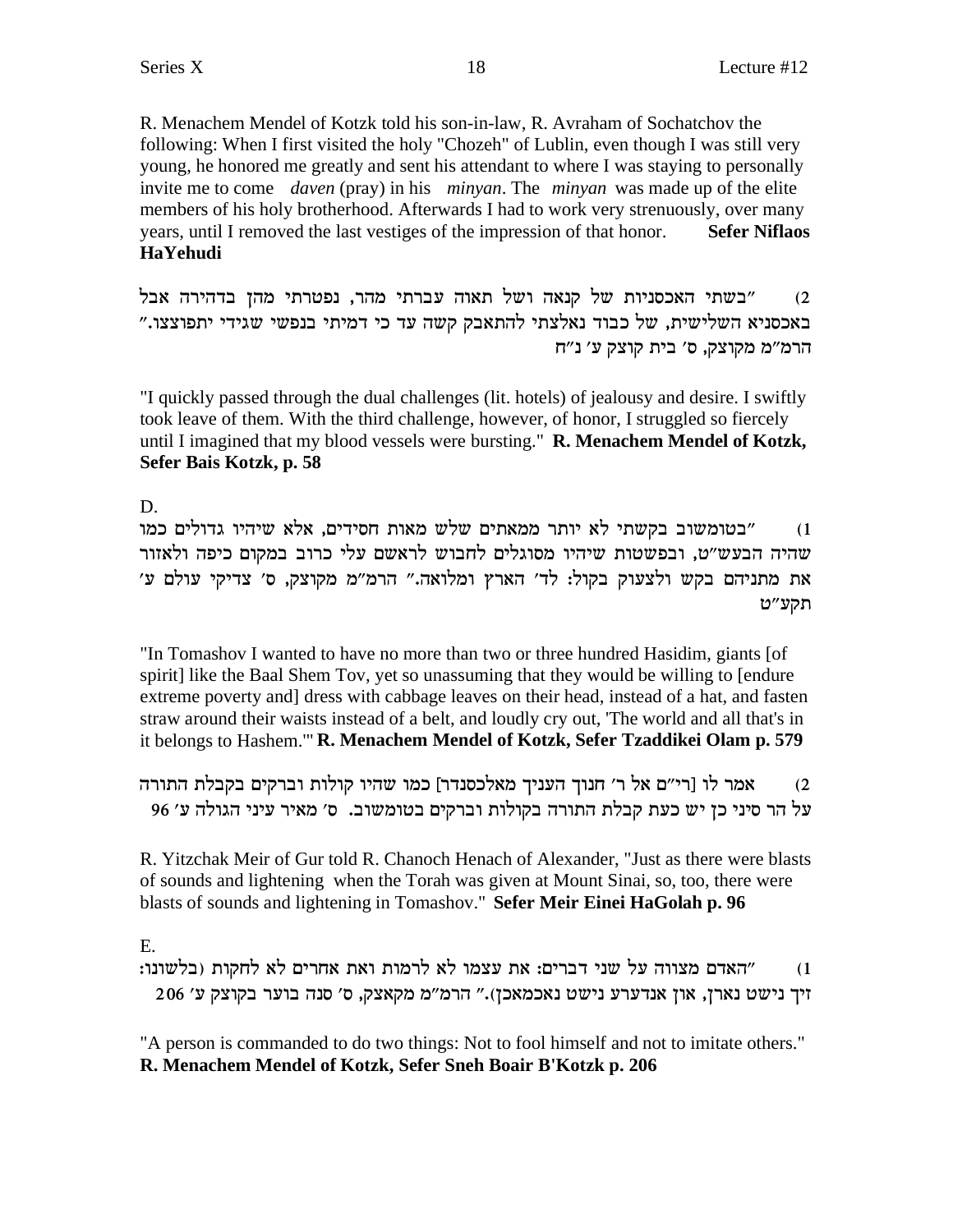R. Menachem Mendel of Kotzk told his son-in-law, R. Avraham of Sochatchov the following: When I first visited the holy "Chozeh" of Lublin, even though I was still very young, he honored me greatly and sent his attendant to where I was staying to personally invite me to come *daven* (pray) in his *minyan*. The *minyan* was made up of the elite members of his holy brotherhood. Afterwards I had to work very strenuously, over many years, until I removed the last vestiges of the impression of that honor. **Sefer Niflaos HaYehudi**

2) "בשתי האכסניות של קנאה ושל תאוה עברתי מהר, נפטרתי מהן בדהירה אבל באכסניא השלישית, של כבוד נאלצתי להתאבק קשה עד כי דמיתי בנפשי שגידי יתפוצצו." הרמ"מ מקוצק, ס' בית קוצק ע' נ"ח

"I quickly passed through the dual challenges (lit. hotels) of jealousy and desire. I swiftly took leave of them. With the third challenge, however, of honor, I struggled so fiercely until I imagined that my blood vessels were bursting." **R. Menachem Mendel of Kotzk, Sefer Bais Kotzk, p. 58**

D.

1) "בטומשוב בקשתי לא יותר ממאתים שלש מאות חסידים, אלא שיהיו גדולים כמו שהיה הבעש"ט, ובפשטות שיהיו מסוגלים לחבוש לראשם עלי כרוב במקום כיפה ולאזור את מתניהם בקש ולצעוק בקול: לד' הארץ ומלואה." הרמ"מ מקוצק, ס' צדיקי עולם ע' תקע"ט

"In Tomashov I wanted to have no more than two or three hundred Hasidim, giants [of spirit] like the Baal Shem Tov, yet so unassuming that they would be willing to [endure extreme poverty and] dress with cabbage leaves on their head, instead of a hat, and fasten straw around their waists instead of a belt, and loudly cry out, 'The world and all that's in it belongs to Hashem.'" **R. Menachem Mendel of Kotzk, Sefer Tzaddikei Olam p. 579**

2) אמר לו [רי"ם אל ר' חנוך העניך מאלכסנדר] כמו שהיו קולות וברקים בקבלת התורה על הר סיני כן יש כעת קבלת התורה בקולות וברקים בטומשוב. ס' מאיר עיני הגולה ע' 96

R. Yitzchak Meir of Gur told R. Chanoch Henach of Alexander, "Just as there were blasts of sounds and lightening when the Torah was given at Mount Sinai, so, too, there were blasts of sounds and lightening in Tomashov." **Sefer Meir Einei HaGolah p. 96**

E.

1) "האדם מצווה על שני דברים: את עצמו לא לרמות ואת אחרים לא לחקות (בלשונו: זיך נישט נארן, און אנדערע נישט נאכמאכן)." הרמ"מ מקאצק, ס' סנה בוער בקוצק ע' 206

"A person is commanded to do two things: Not to fool himself and not to imitate others." **R. Menachem Mendel of Kotzk, Sefer Sneh Boair B'Kotzk p. 206**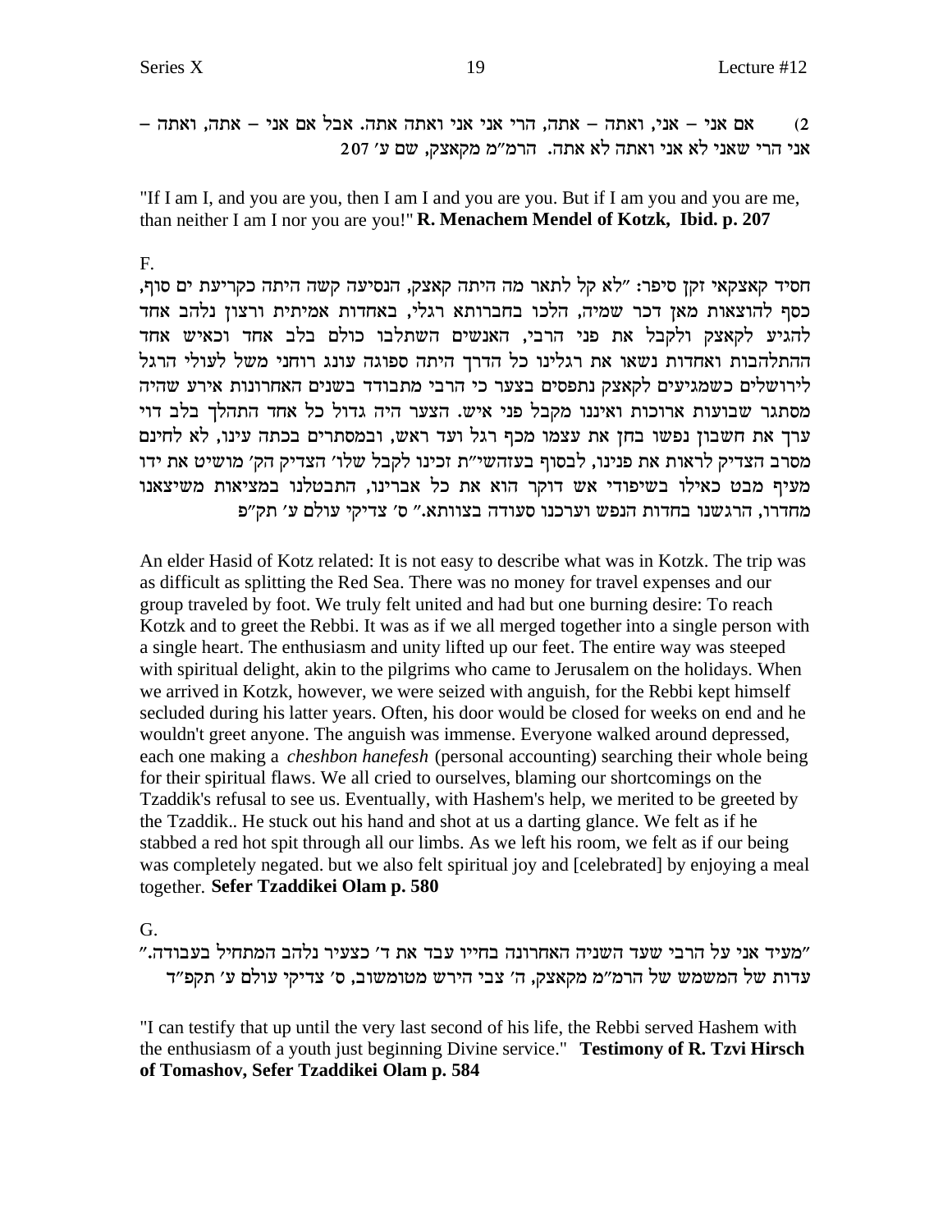2) אם אני – אני, ואתה – אתה, הרי אני אני ואתה אתה. אבל אם אני – אתה, ואתה – אני הרי שאני לא אני ואתה לא אתה. הרמ"מ מקאצק, שם ע' 207

"If I am I, and you are you, then I am I and you are you. But if I am you and you are me, than neither I am I nor you are you!" **R. Menachem Mendel of Kotzk, Ibid. p. 207**

F.

חסיד קאצקאי זקן סיפר: "לא קל לתאר מה היתה קאצק, הנסיעה קשה היתה כקריעת ים סוף, כסף להוצאות מאן דכר שמיה, הלכו בחברותא רגלי, באחדות אמיתית ורצון נלהב אחד להגיע לקאצק ולקבל את פני הרבי, האנשים השתלבו כולם בלב אחד וכאיש אחד ההתלהבות ואחדות נשאו את רגלינו כל הדרך היתה ספוגה עונג רוחני משל לעולי הרגל לירושלים כשמגיעים לקאצק נתפסים בצער כי הרבי מתבודד בשנים האחרונות אירע שהיה מסתגר שבועות ארוכות ואיננו מקבל פני איש. הצער היה גדול כל אחד התהלך בלב דוי ערך את חשבון נפשו בחן את עצמו מכף רגל ועד ראש, ובמסתרים בכתה עינו, לא לחינם מסרב הצדיק לראות את פנינו, לבסוף בעזהשי"ת זכינו לקבל שלו' הצדיק הק' מושיט את ידו מעיף מבט כאילו בשיפודי אש דוקר הוא את כל אברינו, התבטלנו במציאות משיצאנו מחדרו, הרגשנו בחדות הנפש וערכנו סעודה בצוותא." ס' צדיקי עולם ע' תק"פ

An elder Hasid of Kotz related: It is not easy to describe what was in Kotzk. The trip was as difficult as splitting the Red Sea. There was no money for travel expenses and our group traveled by foot. We truly felt united and had but one burning desire: To reach Kotzk and to greet the Rebbi. It was as if we all merged together into a single person with a single heart. The enthusiasm and unity lifted up our feet. The entire way was steeped with spiritual delight, akin to the pilgrims who came to Jerusalem on the holidays. When we arrived in Kotzk, however, we were seized with anguish, for the Rebbi kept himself secluded during his latter years. Often, his door would be closed for weeks on end and he wouldn't greet anyone. The anguish was immense. Everyone walked around depressed, each one making a *cheshbon hanefesh* (personal accounting) searching their whole being for their spiritual flaws. We all cried to ourselves, blaming our shortcomings on the Tzaddik's refusal to see us. Eventually, with Hashem's help, we merited to be greeted by the Tzaddik.. He stuck out his hand and shot at us a darting glance. We felt as if he stabbed a red hot spit through all our limbs. As we left his room, we felt as if our being was completely negated. but we also felt spiritual joy and [celebrated] by enjoying a meal together. **Sefer Tzaddikei Olam p. 580**

G.

"מעיד אני על הרבי שעד השניה האחרונה בחייו עבד את ד' כצעיר נלהב המתחיל בעבודה."
עדות של המשמש של הרמ"מ מקאצק, ה' צבי הירש מטומשוב, ס' צדיקי עולם ע' תקפ"ד

"I can testify that up until the very last second of his life, the Rebbi served Hashem with the enthusiasm of a youth just beginning Divine service." **Testimony of R. Tzvi Hirsch of Tomashov, Sefer Tzaddikei Olam p. 584**